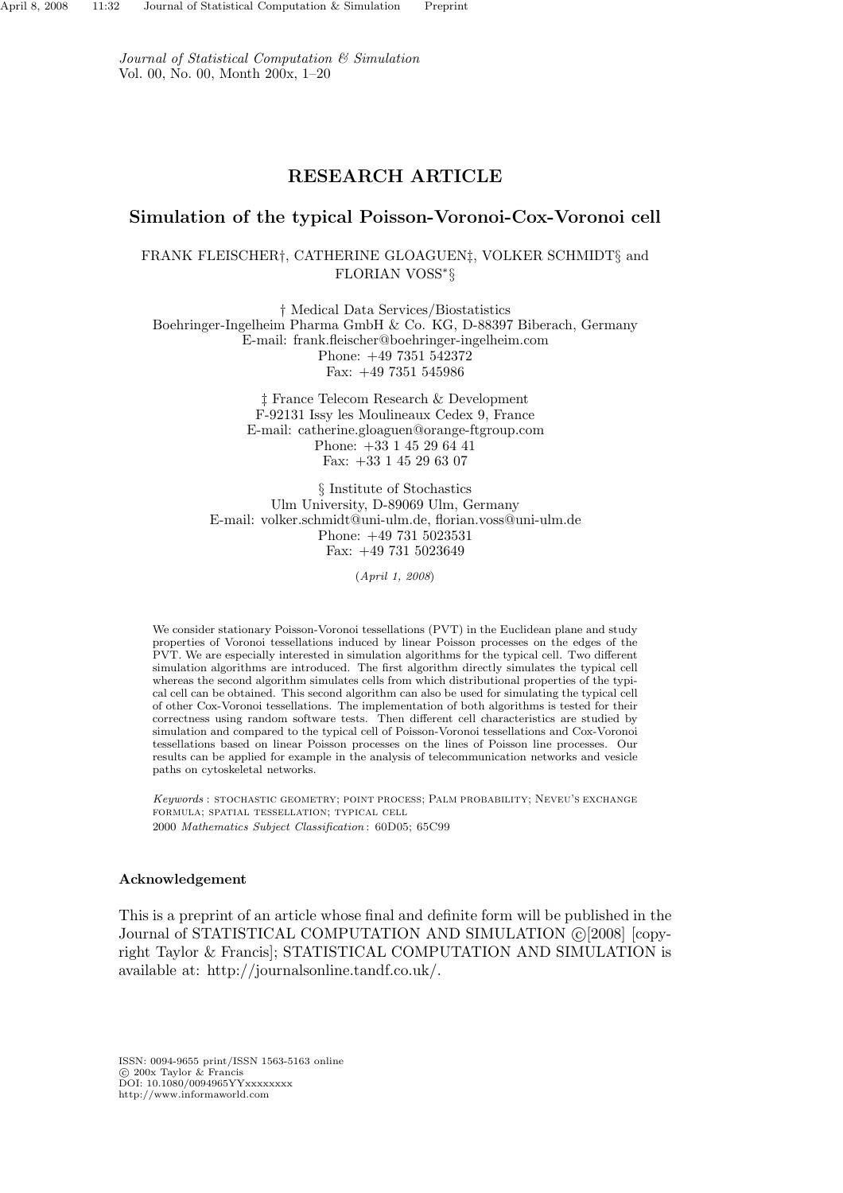*Journal of Statistical Computation & Simulation*
Vol. 00, No. 00, Month 200x, 1–20

## RESEARCH ARTICLE

# Simulation of the typical Poisson-Voronoi-Cox-Voronoi cell

FRANK FLEISCHER†, CATHERINE GLOAGUEN‡, VOLKER SCHMIDT§ and FLORIAN VOSS∗§

† Medical Data Services/Biostatistics
Boehringer-Ingelheim Pharma GmbH & Co. KG, D-88397 Biberach, Germany
E-mail: frank.fleischer@boehringer-ingelheim.com
Phone: +49 7351 542372
Fax: +49 7351 545986

‡ France Telecom Research & Development
F-92131 Issy les Moulineaux Cedex 9, France
E-mail: catherine.gloaguen@orange-ftgroup.com
Phone: +33 1 45 29 64 41
Fax: +33 1 45 29 63 07

§ Institute of Stochastics
Ulm University, D-89069 Ulm, Germany
E-mail: volker.schmidt@uni-ulm.de, florian.voss@uni-ulm.de
Phone: +49 731 5023531
Fax: +49 731 5023649

(*April 1, 2008*)

We consider stationary Poisson-Voronoi tessellations (PVT) in the Euclidean plane and study properties of Voronoi tessellations induced by linear Poisson processes on the edges of the PVT. We are especially interested in simulation algorithms for the typical cell. Two different simulation algorithms are introduced. The first algorithm directly simulates the typical cell whereas the second algorithm simulates cells from which distributional properties of the typical cell can be obtained. This second algorithm can also be used for simulating the typical cell of other Cox-Voronoi tessellations. The implementation of both algorithms is tested for their correctness using random software tests. Then different cell characteristics are studied by simulation and compared to the typical cell of Poisson-Voronoi tessellations and Cox-Voronoi tessellations based on linear Poisson processes on the lines of Poisson line processes. Our results can be applied for example in the analysis of telecommunication networks and vesicle paths on cytoskeletal networks.

*Keywords* : STOCHASTIC GEOMETRY; POINT PROCESS; PALM PROBABILITY; NEVEU'S EXCHANGE FORMULA; SPATIAL TESSELLATION; TYPICAL CELL

2000 *Mathematics Subject Classification* : 60D05; 65C99

### Acknowledgement

This is a preprint of an article whose final and definite form will be published in the Journal of STATISTICAL COMPUTATION AND SIMULATION ©[2008] [copyright Taylor & Francis]; STATISTICAL COMPUTATION AND SIMULATION is available at: http://journalsonline.tandf.co.uk/.

ISSN: 0094-9655 print/ISSN 1563-5163 online
© 200x Taylor & Francis
DOI: 10.1080/0094965YYxxxxxxxx
http://www.informaworld.com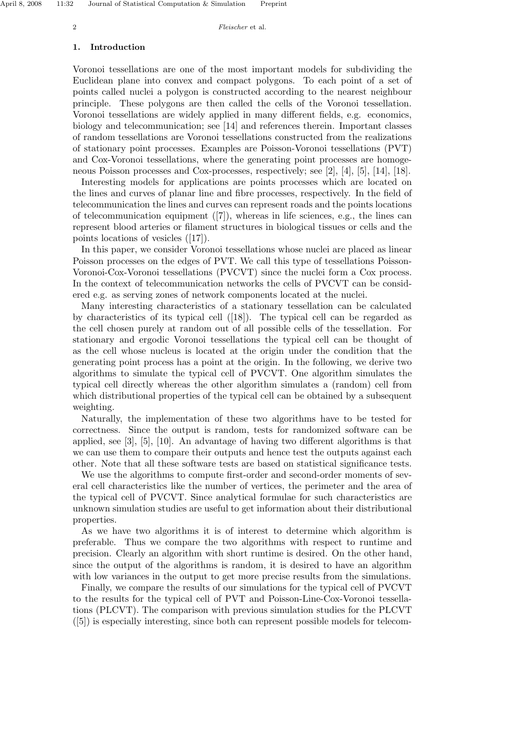## 1. Introduction

Voronoi tessellations are one of the most important models for subdividing the Euclidean plane into convex and compact polygons. To each point of a set of points called nuclei a polygon is constructed according to the nearest neighbour principle. These polygons are then called the cells of the Voronoi tessellation. Voronoi tessellations are widely applied in many different fields, e.g. economics, biology and telecommunication; see [14] and references therein. Important classes of random tessellations are Voronoi tessellations constructed from the realizations of stationary point processes. Examples are Poisson-Voronoi tessellations (PVT) and Cox-Voronoi tessellations, where the generating point processes are homogeneous Poisson processes and Cox-processes, respectively; see [2], [4], [5], [14], [18].

Interesting models for applications are points processes which are located on the lines and curves of planar line and fibre processes, respectively. In the field of telecommunication the lines and curves can represent roads and the points locations of telecommunication equipment ([7]), whereas in life sciences, e.g., the lines can represent blood arteries or filament structures in biological tissues or cells and the points locations of vesicles ([17]).

In this paper, we consider Voronoi tessellations whose nuclei are placed as linear Poisson processes on the edges of PVT. We call this type of tessellations Poisson-Voronoi-Cox-Voronoi tessellations (PVCVT) since the nuclei form a Cox process. In the context of telecommunication networks the cells of PVCVT can be considered e.g. as serving zones of network components located at the nuclei.

Many interesting characteristics of a stationary tessellation can be calculated by characteristics of its typical cell ([18]). The typical cell can be regarded as the cell chosen purely at random out of all possible cells of the tessellation. For stationary and ergodic Voronoi tessellations the typical cell can be thought of as the cell whose nucleus is located at the origin under the condition that the generating point process has a point at the origin. In the following, we derive two algorithms to simulate the typical cell of PVCVT. One algorithm simulates the typical cell directly whereas the other algorithm simulates a (random) cell from which distributional properties of the typical cell can be obtained by a subsequent weighting.

Naturally, the implementation of these two algorithms have to be tested for correctness. Since the output is random, tests for randomized software can be applied, see [3], [5], [10]. An advantage of having two different algorithms is that we can use them to compare their outputs and hence test the outputs against each other. Note that all these software tests are based on statistical significance tests.

We use the algorithms to compute first-order and second-order moments of several cell characteristics like the number of vertices, the perimeter and the area of the typical cell of PVCVT. Since analytical formulae for such characteristics are unknown simulation studies are useful to get information about their distributional properties.

As we have two algorithms it is of interest to determine which algorithm is preferable. Thus we compare the two algorithms with respect to runtime and precision. Clearly an algorithm with short runtime is desired. On the other hand, since the output of the algorithms is random, it is desired to have an algorithm with low variances in the output to get more precise results from the simulations.

Finally, we compare the results of our simulations for the typical cell of PVCVT to the results for the typical cell of PVT and Poisson-Line-Cox-Voronoi tessellations (PLCVT). The comparison with previous simulation studies for the PLCVT ([5]) is especially interesting, since both can represent possible models for telecom-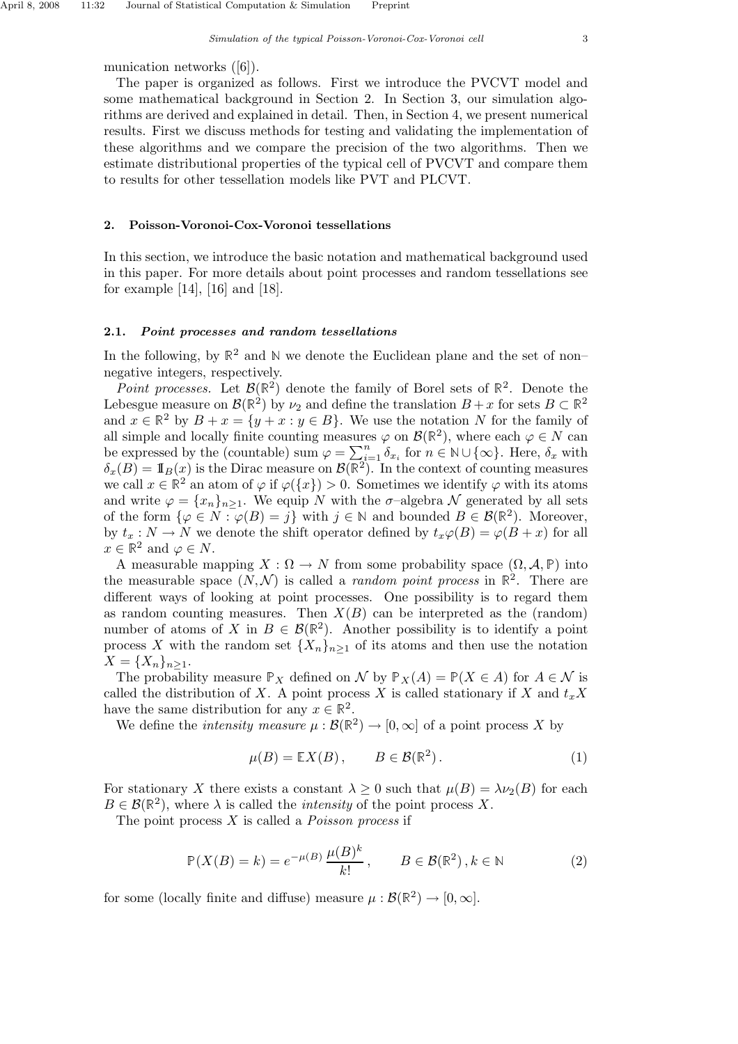munication networks ([6]).

The paper is organized as follows. First we introduce the PVCVT model and some mathematical background in Section 2. In Section 3, our simulation algorithms are derived and explained in detail. Then, in Section 4, we present numerical results. First we discuss methods for testing and validating the implementation of these algorithms and we compare the precision of the two algorithms. Then we estimate distributional properties of the typical cell of PVCVT and compare them to results for other tessellation models like PVT and PLCVT.

## 2. Poisson-Voronoi-Cox-Voronoi tessellations

In this section, we introduce the basic notation and mathematical background used in this paper. For more details about point processes and random tessellations see for example [14], [16] and [18].

### 2.1. *Point processes and random tessellations*

In the following, by $\mathbb{R}^2$ and $\mathbb{N}$ we denote the Euclidean plane and the set of non–negative integers, respectively.

*Point processes.* Let $\mathcal{B}(\mathbb{R}^2)$ denote the family of Borel sets of $\mathbb{R}^2$. Denote the Lebesgue measure on $\mathcal{B}(\mathbb{R}^2)$ by $\nu_2$ and define the translation $B+x$ for sets $B \subset \mathbb{R}^2$ and $x \in \mathbb{R}^2$ by $B + x = \{y + x : y \in B\}$. We use the notation $N$ for the family of all simple and locally finite counting measures $\varphi$ on $\mathcal{B}(\mathbb{R}^2)$, where each $\varphi \in N$ can be expressed by the (countable) sum $\varphi = \sum_{i=1}^{n} \delta_{x_i}$ for $n \in \mathbb{N} \cup \{\infty\}$. Here, $\delta_x$ with $\delta_x(B) = \mathbb{1}_B(x)$ is the Dirac measure on $\mathcal{B}(\mathbb{R}^2)$. In the context of counting measures we call $x \in \mathbb{R}^2$ an atom of $\varphi$ if $\varphi(\{x\}) > 0$. Sometimes we identify $\varphi$ with its atoms and write $\varphi = \{x_n\}_{n\geq 1}$. We equip $N$ with the $\sigma$–algebra $\mathcal{N}$ generated by all sets of the form $\{\varphi \in N : \varphi(B) = j\}$ with $j \in \mathbb{N}$ and bounded $B \in \mathcal{B}(\mathbb{R}^2)$. Moreover, by $t_x : N \to N$ we denote the shift operator defined by $t_x\varphi(B) = \varphi(B + x)$ for all $x \in \mathbb{R}^2$ and $\varphi \in N$.

A measurable mapping $X : \Omega \to N$ from some probability space $(\Omega, \mathcal{A}, \mathbb{P})$ into the measurable space $(N, \mathcal{N})$ is called a *random point process* in $\mathbb{R}^2$. There are different ways of looking at point processes. One possibility is to regard them as random counting measures. Then $X(B)$ can be interpreted as the (random) number of atoms of $X$ in $B \in \mathcal{B}(\mathbb{R}^2)$. Another possibility is to identify a point process $X$ with the random set $\{X_n\}_{n\geq 1}$ of its atoms and then use the notation $X = \{X_n\}_{n\geq 1}$.

The probability measure $\mathbb{P}_X$ defined on $\mathcal{N}$ by $\mathbb{P}_X(A) = \mathbb{P}(X \in A)$ for $A \in \mathcal{N}$ is called the distribution of $X$. A point process $X$ is called stationary if $X$ and $t_xX$ have the same distribution for any $x \in \mathbb{R}^2$.

We define the *intensity measure* $\mu : \mathcal{B}(\mathbb{R}^2) \to [0, \infty]$ of a point process $X$ by

$$\mu(B) = \mathbb{E}X(B)\,, \qquad B \in \mathcal{B}(\mathbb{R}^2)\,. \tag{1}$$

For stationary $X$ there exists a constant $\lambda \geq 0$ such that $\mu(B) = \lambda\nu_2(B)$ for each $B \in \mathcal{B}(\mathbb{R}^2)$, where $\lambda$ is called the *intensity* of the point process $X$.

The point process $X$ is called a *Poisson process* if

$$\mathbb{P}(X(B) = k) = e^{-\mu(B)}\,\frac{\mu(B)^k}{k!}\,, \qquad B \in \mathcal{B}(\mathbb{R}^2)\,, k \in \mathbb{N} \tag{2}$$

for some (locally finite and diffuse) measure $\mu : \mathcal{B}(\mathbb{R}^2) \to [0, \infty]$.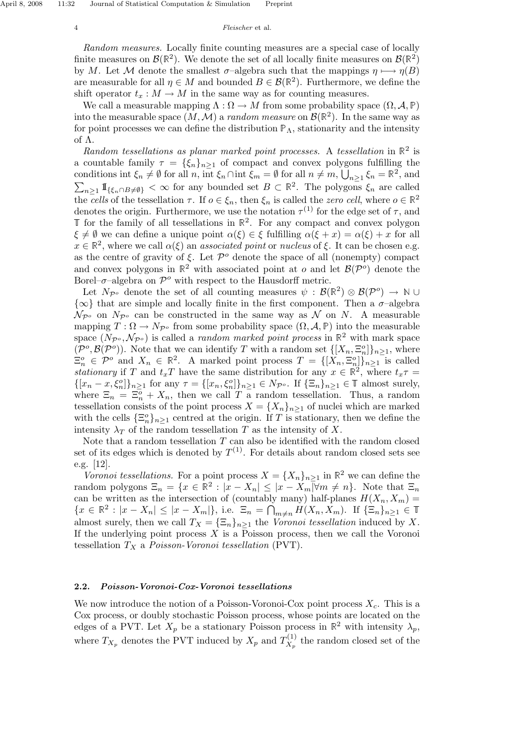*Random measures.* Locally finite counting measures are a special case of locally finite measures on $\mathcal{B}(\mathbb{R}^2)$. We denote the set of all locally finite measures on $\mathcal{B}(\mathbb{R}^2)$ by $M$. Let $\mathcal{M}$ denote the smallest $\sigma$–algebra such that the mappings $\eta \longmapsto \eta(B)$ are measurable for all $\eta \in M$ and bounded $B \in \mathcal{B}(\mathbb{R}^2)$. Furthermore, we define the shift operator $t_x : M \to M$ in the same way as for counting measures.

We call a measurable mapping $\Lambda : \Omega \to M$ from some probability space $(\Omega, \mathcal{A}, \mathbb{P})$ into the measurable space $(M, \mathcal{M})$ a *random measure* on $\mathcal{B}(\mathbb{R}^2)$. In the same way as for point processes we can define the distribution $\mathbb{P}_\Lambda$, stationarity and the intensity of $\Lambda$.

*Random tessellations as planar marked point processes.* A *tessellation* in $\mathbb{R}^2$ is a countable family $\tau = \{\xi_n\}_{n\geq 1}$ of compact and convex polygons fulfilling the conditions $\text{int}\,\xi_n \neq \emptyset$ for all $n$, $\text{int}\,\xi_n \cap \text{int}\,\xi_m = \emptyset$ for all $n \neq m$, $\bigcup_{n\geq 1} \xi_n = \mathbb{R}^2$, and $\sum_{n\geq 1} \mathbb{1}_{\{\xi_n \cap B \neq \emptyset\}} < \infty$ for any bounded set $B \subset \mathbb{R}^2$. The polygons $\xi_n$ are called the *cells* of the tessellation $\tau$. If $o \in \xi_n$, then $\xi_n$ is called the *zero cell*, where $o \in \mathbb{R}^2$ denotes the origin. Furthermore, we use the notation $\tau^{(1)}$ for the edge set of $\tau$, and $\mathbb{T}$ for the family of all tessellations in $\mathbb{R}^2$. For any compact and convex polygon $\xi \neq \emptyset$ we can define a unique point $\alpha(\xi) \in \xi$ fulfilling $\alpha(\xi + x) = \alpha(\xi) + x$ for all $x \in \mathbb{R}^2$, where we call $\alpha(\xi)$ an *associated point* or *nucleus* of $\xi$. It can be chosen e.g. as the centre of gravity of $\xi$. Let $\mathcal{P}^o$ denote the space of all (nonempty) compact and convex polygons in $\mathbb{R}^2$ with associated point at $o$ and let $\mathcal{B}(\mathcal{P}^o)$ denote the Borel–$\sigma$–algebra on $\mathcal{P}^o$ with respect to the Hausdorff metric.

Let $N_{\mathcal{P}^o}$ denote the set of all counting measures $\psi : \mathcal{B}(\mathbb{R}^2) \otimes \mathcal{B}(\mathcal{P}^o) \to \mathbb{N} \cup \{\infty\}$ that are simple and locally finite in the first component. Then a $\sigma$–algebra $\mathcal{N}_{\mathcal{P}^o}$ on $N_{\mathcal{P}^o}$ can be constructed in the same way as $\mathcal{N}$ on $N$. A measurable mapping $T : \Omega \to N_{\mathcal{P}^o}$ from some probability space $(\Omega, \mathcal{A}, \mathbb{P})$ into the measurable space $(N_{\mathcal{P}^o}, \mathcal{N}_{\mathcal{P}^o})$ is called a *random marked point process* in $\mathbb{R}^2$ with mark space $(\mathcal{P}^o, \mathcal{B}(\mathcal{P}^o))$. Note that we can identify $T$ with a random set $\{[X_n, \Xi_n^o]\}_{n\geq 1}$, where $\Xi_n^o \in \mathcal{P}^o$ and $X_n \in \mathbb{R}^2$. A marked point process $T = \{[X_n, \Xi_n^o]\}_{n\geq 1}$ is called *stationary* if $T$ and $t_x T$ have the same distribution for any $x \in \mathbb{R}^2$, where $t_x \tau = \{[x_n - x, \xi_n^o]\}_{n\geq 1}$ for any $\tau = \{[x_n, \xi_n^o]\}_{n\geq 1} \in N_{\mathcal{P}^o}$. If $\{\Xi_n\}_{n\geq 1} \in \mathbb{T}$ almost surely, where $\Xi_n = \Xi_n^o + X_n$, then we call $T$ a random tessellation. Thus, a random tessellation consists of the point process $X = \{X_n\}_{n\geq 1}$ of nuclei which are marked with the cells $\{\Xi_n^o\}_{n\geq 1}$ centred at the origin. If $T$ is stationary, then we define the intensity $\lambda_T$ of the random tessellation $T$ as the intensity of $X$.

Note that a random tessellation $T$ can also be identified with the random closed set of its edges which is denoted by $T^{(1)}$. For details about random closed sets see e.g. [12].

*Voronoi tessellations.* For a point process $X = \{X_n\}_{n\geq 1}$ in $\mathbb{R}^2$ we can define the random polygons $\Xi_n = \{x \in \mathbb{R}^2 : |x - X_n| \leq |x - X_m| \forall m \neq n\}$. Note that $\Xi_n$ can be written as the intersection of (countably many) half-planes $H(X_n, X_m) = \{x \in \mathbb{R}^2 : |x - X_n| \leq |x - X_m|\}$, i.e. $\Xi_n = \bigcap_{m\neq n} H(X_n, X_m)$. If $\{\Xi_n\}_{n\geq 1} \in \mathbb{T}$ almost surely, then we call $T_X = \{\Xi_n\}_{n\geq 1}$ the *Voronoi tessellation* induced by $X$. If the underlying point process $X$ is a Poisson process, then we call the Voronoi tessellation $T_X$ a *Poisson-Voronoi tessellation* (PVT).

### 2.2. *Poisson-Voronoi-Cox-Voronoi tessellations*

We now introduce the notion of a Poisson-Voronoi-Cox point process $X_c$. This is a Cox process, or doubly stochastic Poisson process, whose points are located on the edges of a PVT. Let $X_p$ be a stationary Poisson process in $\mathbb{R}^2$ with intensity $\lambda_p$, where $T_{X_p}$ denotes the PVT induced by $X_p$ and $T_{X_p}^{(1)}$ the random closed set of the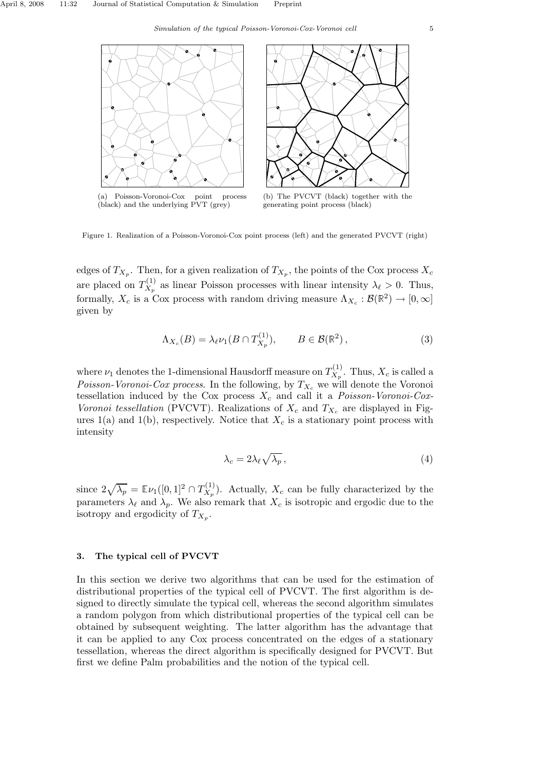(a) Poisson-Voronoi-Cox point process (black) and the underlying PVT (grey)

(b) The PVCVT (black) together with the generating point process (black)

Figure 1. Realization of a Poisson-Voronoi-Cox point process (left) and the generated PVCVT (right)

edges of $T_{X_p}$. Then, for a given realization of $T_{X_p}$, the points of the Cox process $X_c$ are placed on $T_{X_p}^{(1)}$ as linear Poisson processes with linear intensity $\lambda_\ell > 0$. Thus, formally, $X_c$ is a Cox process with random driving measure $\Lambda_{X_c} : \mathcal{B}(\mathbb{R}^2) \to [0, \infty]$ given by

$$\Lambda_{X_c}(B) = \lambda_\ell \nu_1(B \cap T_{X_p}^{(1)}), \qquad B \in \mathcal{B}(\mathbb{R}^2)\,, \tag{3}$$

where $\nu_1$ denotes the 1-dimensional Hausdorff measure on $T_{X_p}^{(1)}$. Thus, $X_c$ is called a *Poisson-Voronoi-Cox process*. In the following, by $T_{X_c}$ we will denote the Voronoi tessellation induced by the Cox process $X_c$ and call it a *Poisson-Voronoi-Cox-Voronoi tessellation* (PVCVT). Realizations of $X_c$ and $T_{X_c}$ are displayed in Figures 1(a) and 1(b), respectively. Notice that $X_c$ is a stationary point process with intensity

$$\lambda_c = 2\lambda_\ell \sqrt{\lambda_p}\,, \tag{4}$$

since $2\sqrt{\lambda_p} = \mathbb{E}\nu_1([0,1]^2 \cap T_{X_p}^{(1)})$. Actually, $X_c$ can be fully characterized by the parameters $\lambda_\ell$ and $\lambda_p$. We also remark that $X_c$ is isotropic and ergodic due to the isotropy and ergodicity of $T_{X_p}$.

## 3. The typical cell of PVCVT

In this section we derive two algorithms that can be used for the estimation of distributional properties of the typical cell of PVCVT. The first algorithm is designed to directly simulate the typical cell, whereas the second algorithm simulates a random polygon from which distributional properties of the typical cell can be obtained by subsequent weighting. The latter algorithm has the advantage that it can be applied to any Cox process concentrated on the edges of a stationary tessellation, whereas the direct algorithm is specifically designed for PVCVT. But first we define Palm probabilities and the notion of the typical cell.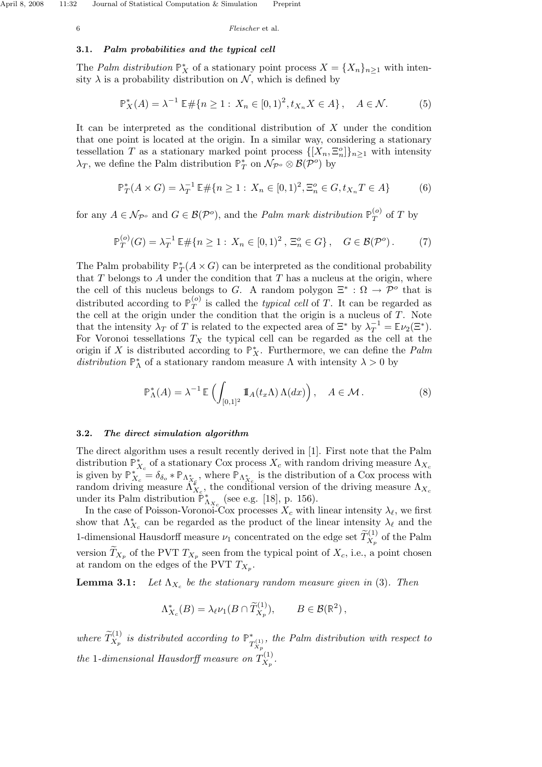### 3.1. *Palm probabilities and the typical cell*

The *Palm distribution* $\mathbb{P}^*_X$ of a stationary point process $X = \{X_n\}_{n\geq 1}$ with intensity $\lambda$ is a probability distribution on $\mathcal{N}$, which is defined by

$$\mathbb{P}^*_X(A) = \lambda^{-1}\,\mathbb{E}\#\{n \geq 1:\, X_n \in [0,1)^2, t_{X_n}X \in A\}\,, \quad A \in \mathcal{N}. \tag{5}$$

It can be interpreted as the conditional distribution of $X$ under the condition that one point is located at the origin. In a similar way, considering a stationary tessellation $T$ as a stationary marked point process $\{[X_n, \Xi^o_n]\}_{n\geq 1}$ with intensity $\lambda_T$, we define the Palm distribution $\mathbb{P}^*_T$ on $\mathcal{N}_{\mathcal{P}^o} \otimes \mathcal{B}(\mathcal{P}^o)$ by

$$\mathbb{P}^*_T(A \times G) = \lambda_T^{-1}\,\mathbb{E}\#\{n \geq 1:\, X_n \in [0,1)^2, \Xi^o_n \in G, t_{X_n}T \in A\} \tag{6}$$

for any $A \in \mathcal{N}_{\mathcal{P}^o}$ and $G \in \mathcal{B}(\mathcal{P}^o)$, and the *Palm mark distribution* $\mathbb{P}^{(o)}_T$ of $T$ by

$$\mathbb{P}^{(o)}_T(G) = \lambda_T^{-1}\,\mathbb{E}\#\{n \geq 1:\, X_n \in [0,1)^2\,, \Xi^o_n \in G\}\,, \quad G \in \mathcal{B}(\mathcal{P}^o)\,. \tag{7}$$

The Palm probability $\mathbb{P}^*_T(A \times G)$ can be interpreted as the conditional probability that $T$ belongs to $A$ under the condition that $T$ has a nucleus at the origin, where the cell of this nucleus belongs to $G$. A random polygon $\Xi^* : \Omega \to \mathcal{P}^o$ that is distributed according to $\mathbb{P}^{(o)}_T$ is called the *typical cell* of $T$. It can be regarded as the cell at the origin under the condition that the origin is a nucleus of $T$. Note that the intensity $\lambda_T$ of $T$ is related to the expected area of $\Xi^*$ by $\lambda_T^{-1} = \mathbb{E}\nu_2(\Xi^*)$. For Voronoi tessellations $T_X$ the typical cell can be regarded as the cell at the origin if $X$ is distributed according to $\mathbb{P}^*_X$. Furthermore, we can define the *Palm distribution* $\mathbb{P}^*_\Lambda$ of a stationary random measure $\Lambda$ with intensity $\lambda > 0$ by

$$\mathbb{P}^*_\Lambda(A) = \lambda^{-1}\,\mathbb{E}\Big(\int_{[0,1]^2} \mathbb{1}_A(t_x\Lambda)\,\Lambda(dx)\Big)\,, \quad A \in \mathcal{M}\,. \tag{8}$$

### 3.2. *The direct simulation algorithm*

The direct algorithm uses a result recently derived in [1]. First note that the Palm distribution $\mathbb{P}^*_{X_c}$ of a stationary Cox process $X_c$ with random driving measure $\Lambda_{X_c}$ is given by $\mathbb{P}^*_{X_c} = \delta_{\delta_o} * \mathbb{P}_{\Lambda^*_{X_c}}$, where $\mathbb{P}_{\Lambda^*_{X_c}}$ is the distribution of a Cox process with random driving measure $\Lambda^*_{X_c}$, the conditional version of the driving measure $\Lambda_{X_c}$ under its Palm distribution $\mathbb{P}^*_{\Lambda_{X_c}}$ (see e.g. [18], p. 156).

In the case of Poisson-Voronoi-Cox processes $X_c$ with linear intensity $\lambda_\ell$, we first show that $\Lambda^*_{X_c}$ can be regarded as the product of the linear intensity $\lambda_\ell$ and the 1-dimensional Hausdorff measure $\nu_1$ concentrated on the edge set $\widetilde{T}^{(1)}_{X_p}$ of the Palm version $\widetilde{T}_{X_p}$ of the PVT $T_{X_p}$ seen from the typical point of $X_c$, i.e., a point chosen at random on the edges of the PVT $T_{X_p}$.

**Lemma 3.1:** *Let $\Lambda_{X_c}$ be the stationary random measure given in* (3). *Then*

$$\Lambda^*_{X_c}(B) = \lambda_\ell \nu_1(B \cap \widetilde{T}^{(1)}_{X_p}), \qquad B \in \mathcal{B}(\mathbb{R}^2)\,,$$

*where $\widetilde{T}^{(1)}_{X_p}$ is distributed according to $\mathbb{P}^*_{T^{(1)}_{X_p}}$, the Palm distribution with respect to the 1-dimensional Hausdorff measure on $T^{(1)}_{X_p}$.*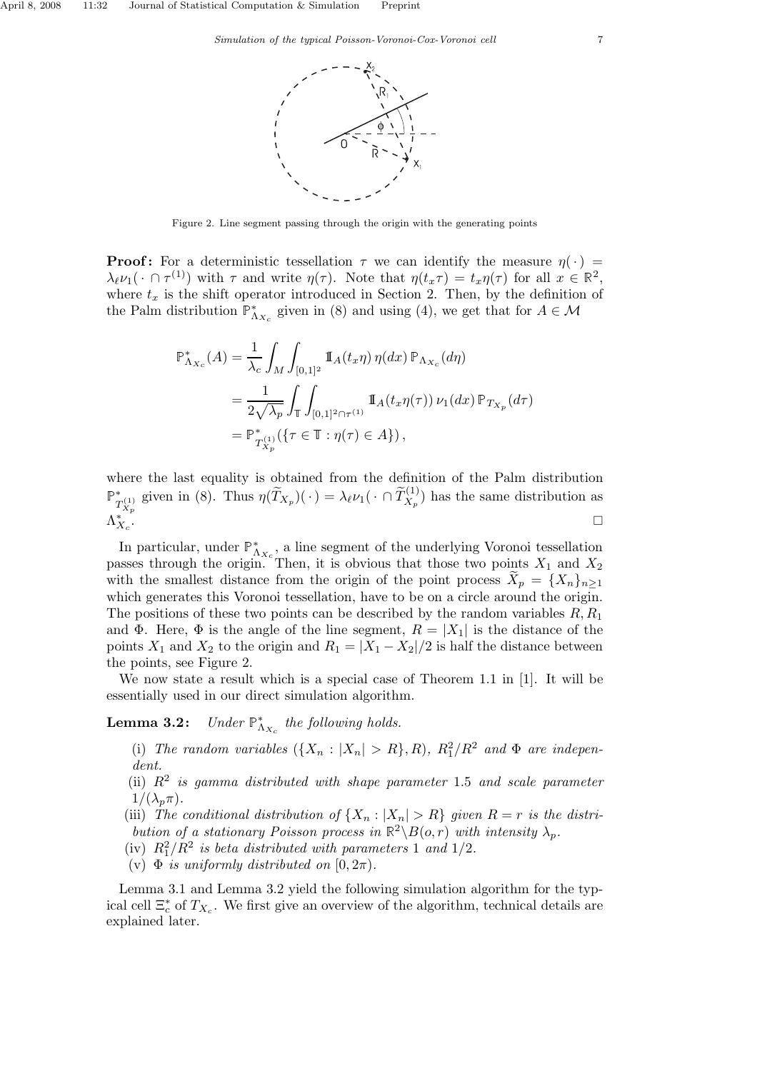Figure 2. Line segment passing through the origin with the generating points

**Proof:** For a deterministic tessellation $\tau$ we can identify the measure $\eta(\cdot) = \lambda_\ell \nu_1(\cdot \cap \tau^{(1)})$ with $\tau$ and write $\eta(\tau)$. Note that $\eta(t_x \tau) = t_x \eta(\tau)$ for all $x \in \mathbb{R}^2$, where $t_x$ is the shift operator introduced in Section 2. Then, by the definition of the Palm distribution $\mathbb{P}^*_{\Lambda_{X_c}}$ given in (8) and using (4), we get that for $A \in \mathcal{M}$

$$
\begin{aligned}
\mathbb{P}^*_{\Lambda_{X_c}}(A) &= \frac{1}{\lambda_c} \int_M \int_{[0,1]^2} \mathbb{I}_A(t_x \eta)\, \eta(dx)\, \mathbb{P}_{\Lambda_{X_c}}(d\eta) \\
&= \frac{1}{2\sqrt{\lambda_p}} \int_{\mathbb{T}} \int_{[0,1]^2 \cap \tau^{(1)}} \mathbb{I}_A(t_x \eta(\tau))\, \nu_1(dx)\, \mathbb{P}_{T_{X_p}}(d\tau) \\
&= \mathbb{P}^*_{T^{(1)}_{X_p}}(\{\tau \in \mathbb{T} : \eta(\tau) \in A\}),
\end{aligned}
$$

where the last equality is obtained from the definition of the Palm distribution $\mathbb{P}^*_{T^{(1)}_{X_p}}$ given in (8). Thus $\eta(\widetilde{T}_{X_p})(\cdot) = \lambda_\ell \nu_1(\cdot \cap \widetilde{T}^{(1)}_{X_p})$ has the same distribution as $\Lambda^*_{X_c}$. □

In particular, under $\mathbb{P}^*_{\Lambda_{X_c}}$, a line segment of the underlying Voronoi tessellation passes through the origin. Then, it is obvious that those two points $X_1$ and $X_2$ with the smallest distance from the origin of the point process $\widetilde{X}_p = \{X_n\}_{n \geq 1}$ which generates this Voronoi tessellation, have to be on a circle around the origin. The positions of these two points can be described by the random variables $R, R_1$ and $\Phi$. Here, $\Phi$ is the angle of the line segment, $R = |X_1|$ is the distance of the points $X_1$ and $X_2$ to the origin and $R_1 = |X_1 - X_2|/2$ is half the distance between the points, see Figure 2.

We now state a result which is a special case of Theorem 1.1 in [1]. It will be essentially used in our direct simulation algorithm.

**Lemma 3.2:** *Under $\mathbb{P}^*_{\Lambda_{X_c}}$ the following holds.*

(i) *The random variables $(\{X_n : |X_n| > R\}, R)$, $R_1^2/R^2$ and $\Phi$ are independent.*

(ii) *$R^2$ is gamma distributed with shape parameter 1.5 and scale parameter $1/(\lambda_p \pi)$.*

(iii) *The conditional distribution of $\{X_n : |X_n| > R\}$ given $R = r$ is the distribution of a stationary Poisson process in $\mathbb{R}^2 \backslash B(o, r)$ with intensity $\lambda_p$.*

(iv) *$R_1^2/R^2$ is beta distributed with parameters 1 and 1/2.*

(v) *$\Phi$ is uniformly distributed on $[0, 2\pi)$.*

Lemma 3.1 and Lemma 3.2 yield the following simulation algorithm for the typical cell $\Xi^*_c$ of $T_{X_c}$. We first give an overview of the algorithm, technical details are explained later.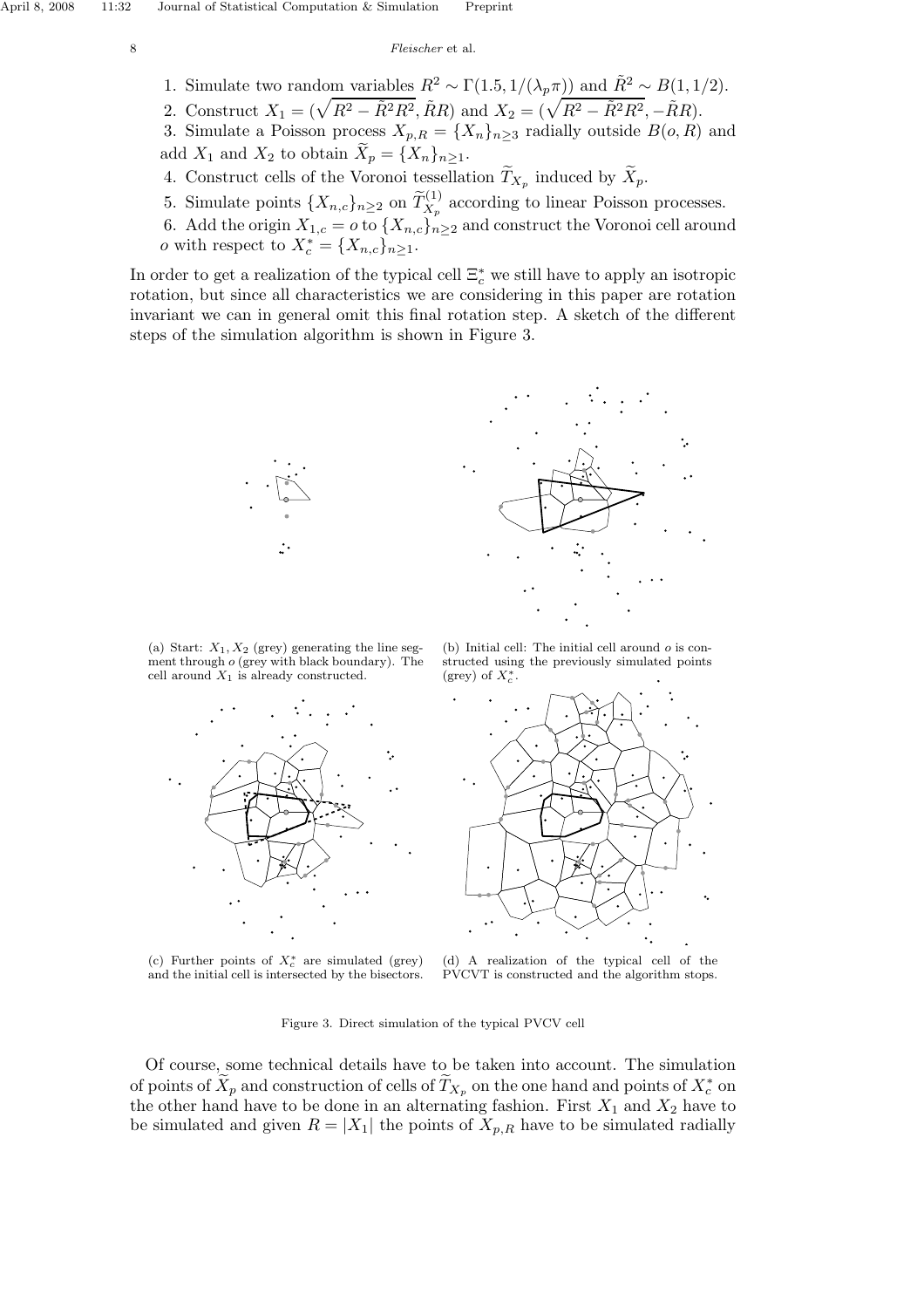1. Simulate two random variables $R^2 \sim \Gamma(1.5, 1/(\lambda_p \pi))$ and $\tilde{R}^2 \sim B(1, 1/2)$.
2. Construct $X_1 = (\sqrt{R^2 - \tilde{R}^2 R^2}, \tilde{R}R)$ and $X_2 = (\sqrt{R^2 - \tilde{R}^2 R^2}, -\tilde{R}R)$.
3. Simulate a Poisson process $X_{p,R} = \{X_n\}_{n \geq 3}$ radially outside $B(o, R)$ and add $X_1$ and $X_2$ to obtain $\widetilde{X}_p = \{X_n\}_{n \geq 1}$.
4. Construct cells of the Voronoi tessellation $\widetilde{T}_{X_p}$ induced by $\widetilde{X}_p$.
5. Simulate points $\{X_{n,c}\}_{n \geq 2}$ on $\widetilde{T}^{(1)}_{X_p}$ according to linear Poisson processes.
6. Add the origin $X_{1,c} = o$ to $\{X_{n,c}\}_{n \geq 2}$ and construct the Voronoi cell around $o$ with respect to $X^*_c = \{X_{n,c}\}_{n \geq 1}$.

In order to get a realization of the typical cell $\Xi^*_c$ we still have to apply an isotropic rotation, but since all characteristics we are considering in this paper are rotation invariant we can in general omit this final rotation step. A sketch of the different steps of the simulation algorithm is shown in Figure 3.

(a) Start: $X_1, X_2$ (grey) generating the line segment through $o$ (grey with black boundary). The cell around $X_1$ is already constructed.

(b) Initial cell: The initial cell around $o$ is constructed using the previously simulated points (grey) of $X^*_c$.

(c) Further points of $X^*_c$ are simulated (grey) and the initial cell is intersected by the bisectors.

(d) A realization of the typical cell of the PVCVT is constructed and the algorithm stops.

Figure 3. Direct simulation of the typical PVCV cell

Of course, some technical details have to be taken into account. The simulation of points of $\widetilde{X}_p$ and construction of cells of $\widetilde{T}_{X_p}$ on the one hand and points of $X^*_c$ on the other hand have to be done in an alternating fashion. First $X_1$ and $X_2$ have to be simulated and given $R = |X_1|$ the points of $X_{p,R}$ have to be simulated radially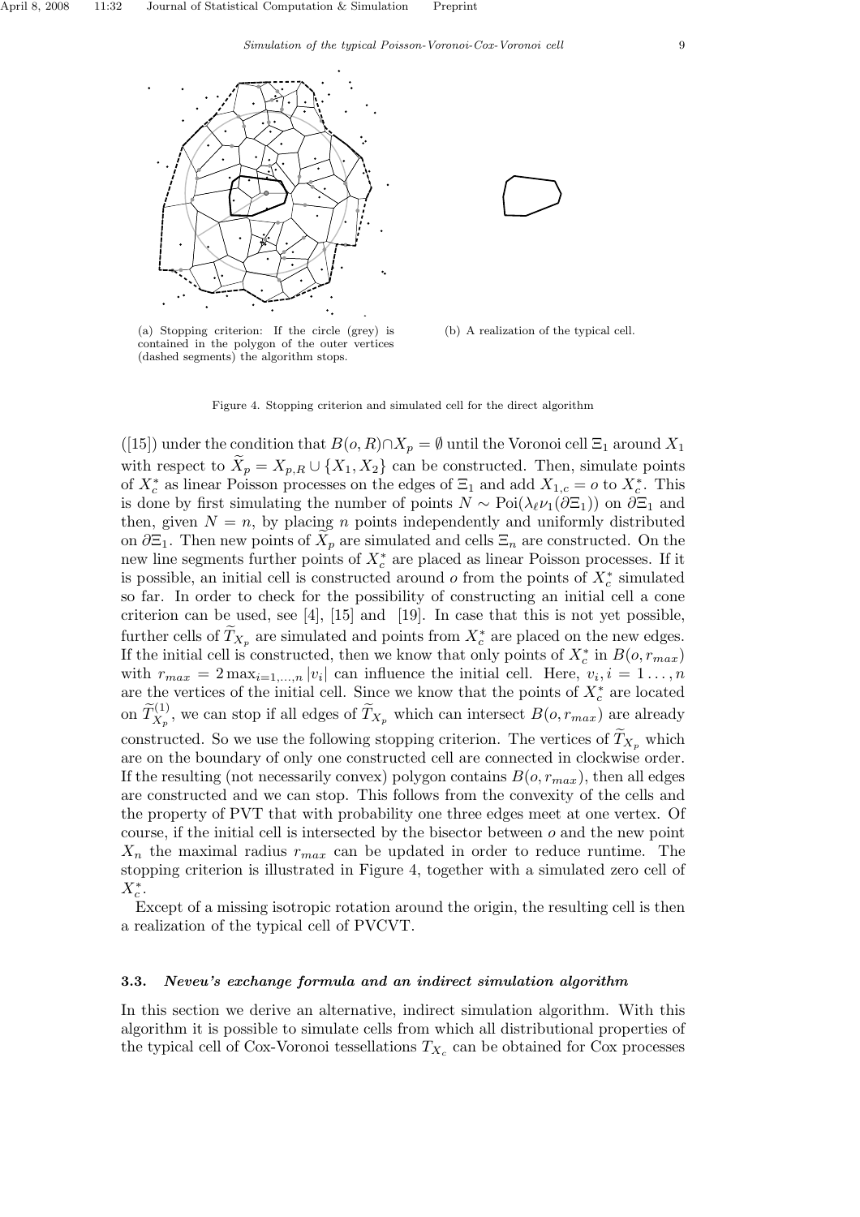(a) Stopping criterion: If the circle (grey) is contained in the polygon of the outer vertices (dashed segments) the algorithm stops.

(b) A realization of the typical cell.

Figure 4. Stopping criterion and simulated cell for the direct algorithm

([15]) under the condition that $B(o,R)\cap X_p = \emptyset$ until the Voronoi cell $\Xi_1$ around $X_1$ with respect to $\widetilde{X}_p = X_{p,R} \cup \{X_1, X_2\}$ can be constructed. Then, simulate points of $X_c^*$ as linear Poisson processes on the edges of $\Xi_1$ and add $X_{1,c} = o$ to $X_c^*$. This is done by first simulating the number of points $N \sim \text{Poi}(\lambda_\ell \nu_1(\partial\Xi_1))$ on $\partial\Xi_1$ and then, given $N = n$, by placing $n$ points independently and uniformly distributed on $\partial\Xi_1$. Then new points of $\widetilde{X}_p$ are simulated and cells $\Xi_n$ are constructed. On the new line segments further points of $X_c^*$ are placed as linear Poisson processes. If it is possible, an initial cell is constructed around $o$ from the points of $X_c^*$ simulated so far. In order to check for the possibility of constructing an initial cell a cone criterion can be used, see [4], [15] and [19]. In case that this is not yet possible, further cells of $\widetilde{T}_{X_p}$ are simulated and points from $X_c^*$ are placed on the new edges. If the initial cell is constructed, then we know that only points of $X_c^*$ in $B(o, r_{max})$ with $r_{max} = 2\max_{i=1,\ldots,n}|v_i|$ can influence the initial cell. Here, $v_i, i = 1\ldots,n$ are the vertices of the initial cell. Since we know that the points of $X_c^*$ are located on $\widetilde{T}^{(1)}_{X_p}$, we can stop if all edges of $\widetilde{T}_{X_p}$ which can intersect $B(o, r_{max})$ are already constructed. So we use the following stopping criterion. The vertices of $\widetilde{T}_{X_p}$ which are on the boundary of only one constructed cell are connected in clockwise order. If the resulting (not necessarily convex) polygon contains $B(o, r_{max})$, then all edges are constructed and we can stop. This follows from the convexity of the cells and the property of PVT that with probability one three edges meet at one vertex. Of course, if the initial cell is intersected by the bisector between $o$ and the new point $X_n$ the maximal radius $r_{max}$ can be updated in order to reduce runtime. The stopping criterion is illustrated in Figure 4, together with a simulated zero cell of $X_c^*$.

Except of a missing isotropic rotation around the origin, the resulting cell is then a realization of the typical cell of PVCVT.

### 3.3. *Neveu's exchange formula and an indirect simulation algorithm*

In this section we derive an alternative, indirect simulation algorithm. With this algorithm it is possible to simulate cells from which all distributional properties of the typical cell of Cox-Voronoi tessellations $T_{X_c}$ can be obtained for Cox processes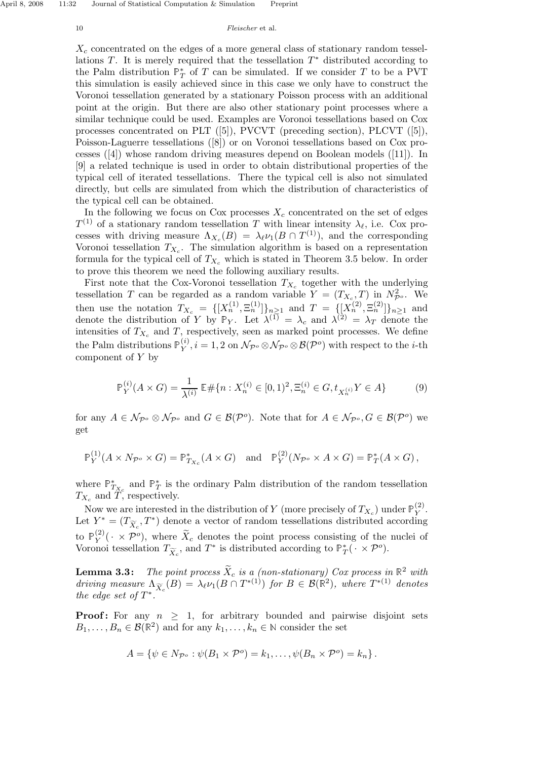$X_c$ concentrated on the edges of a more general class of stationary random tessellations $T$. It is merely required that the tessellation $T^*$ distributed according to the Palm distribution $\mathbb{P}_T^*$ of $T$ can be simulated. If we consider $T$ to be a PVT this simulation is easily achieved since in this case we only have to construct the Voronoi tessellation generated by a stationary Poisson process with an additional point at the origin. But there are also other stationary point processes where a similar technique could be used. Examples are Voronoi tessellations based on Cox processes concentrated on PLT ([5]), PVCVT (preceding section), PLCVT ([5]), Poisson-Laguerre tessellations ([8]) or on Voronoi tessellations based on Cox processes ([4]) whose random driving measures depend on Boolean models ([11]). In [9] a related technique is used in order to obtain distributional properties of the typical cell of iterated tessellations. There the typical cell is also not simulated directly, but cells are simulated from which the distribution of characteristics of the typical cell can be obtained.

In the following we focus on Cox processes $X_c$ concentrated on the set of edges $T^{(1)}$ of a stationary random tessellation $T$ with linear intensity $\lambda_\ell$, i.e. Cox processes with driving measure $\Lambda_{X_c}(B) = \lambda_\ell \nu_1(B \cap T^{(1)})$, and the corresponding Voronoi tessellation $T_{X_c}$. The simulation algorithm is based on a representation formula for the typical cell of $T_{X_c}$ which is stated in Theorem 3.5 below. In order to prove this theorem we need the following auxiliary results.

First note that the Cox-Voronoi tessellation $T_{X_c}$ together with the underlying tessellation $T$ can be regarded as a random variable $Y = (T_{X_c}, T)$ in $N^2_{\mathcal{P}^o}$. We then use the notation $T_{X_c} = \{[X_n^{(1)}, \Xi_n^{(1)}]\}_{n\geq 1}$ and $T = \{[X_n^{(2)}, \Xi_n^{(2)}]\}_{n\geq 1}$ and denote the distribution of $Y$ by $\mathbb{P}_Y$. Let $\lambda^{(1)} = \lambda_c$ and $\lambda^{(2)} = \lambda_T$ denote the intensities of $T_{X_c}$ and $T$, respectively, seen as marked point processes. We define the Palm distributions $\mathbb{P}_Y^{(i)}, i = 1, 2$ on $\mathcal{N}_{\mathcal{P}^o} \otimes \mathcal{N}_{\mathcal{P}^o} \otimes \mathcal{B}(\mathcal{P}^o)$ with respect to the $i$-th component of $Y$ by

$$\mathbb{P}_Y^{(i)}(A \times G) = \frac{1}{\lambda^{(i)}}\, \mathbb{E}\#\{n : X_n^{(i)} \in [0,1)^2, \Xi_n^{(i)} \in G, t_{X_n^{(i)}} Y \in A\} \tag{9}$$

for any $A \in \mathcal{N}_{\mathcal{P}^o} \otimes \mathcal{N}_{\mathcal{P}^o}$ and $G \in \mathcal{B}(\mathcal{P}^o)$. Note that for $A \in \mathcal{N}_{\mathcal{P}^o}, G \in \mathcal{B}(\mathcal{P}^o)$ we get

$$\mathbb{P}_Y^{(1)}(A \times N_{\mathcal{P}^o} \times G) = \mathbb{P}^*_{T_{X_c}}(A \times G) \quad \text{and} \quad \mathbb{P}_Y^{(2)}(N_{\mathcal{P}^o} \times A \times G) = \mathbb{P}^*_T(A \times G)\,,$$

where $\mathbb{P}^*_{T_{X_c}}$ and $\mathbb{P}^*_T$ is the ordinary Palm distribution of the random tessellation $T_{X_c}$ and $T$, respectively.

Now we are interested in the distribution of $Y$ (more precisely of $T_{X_c}$) under $\mathbb{P}_Y^{(2)}$. Let $Y^* = (T_{\widetilde{X}_c}, T^*)$ denote a vector of random tessellations distributed according to $\mathbb{P}_Y^{(2)}(\,\cdot \times \mathcal{P}^o)$, where $\widetilde{X}_c$ denotes the point process consisting of the nuclei of Voronoi tessellation $T_{\widetilde{X}_c}$, and $T^*$ is distributed according to $\mathbb{P}^*_T(\,\cdot \times \mathcal{P}^o)$.

**Lemma 3.3:** *The point process $\widetilde{X}_c$ is a (non-stationary) Cox process in $\mathbb{R}^2$ with driving measure $\Lambda_{\widetilde{X}_c}(B) = \lambda_\ell \nu_1(B \cap T^{*(1)})$ for $B \in \mathcal{B}(\mathbb{R}^2)$, where $T^{*(1)}$ denotes the edge set of $T^*$.*

**Proof:** For any $n \geq 1$, for arbitrary bounded and pairwise disjoint sets $B_1, \ldots, B_n \in \mathcal{B}(\mathbb{R}^2)$ and for any $k_1, \ldots, k_n \in \mathbb{N}$ consider the set

$$A = \{\psi \in N_{\mathcal{P}^o} : \psi(B_1 \times \mathcal{P}^o) = k_1, \ldots, \psi(B_n \times \mathcal{P}^o) = k_n\}\,.$$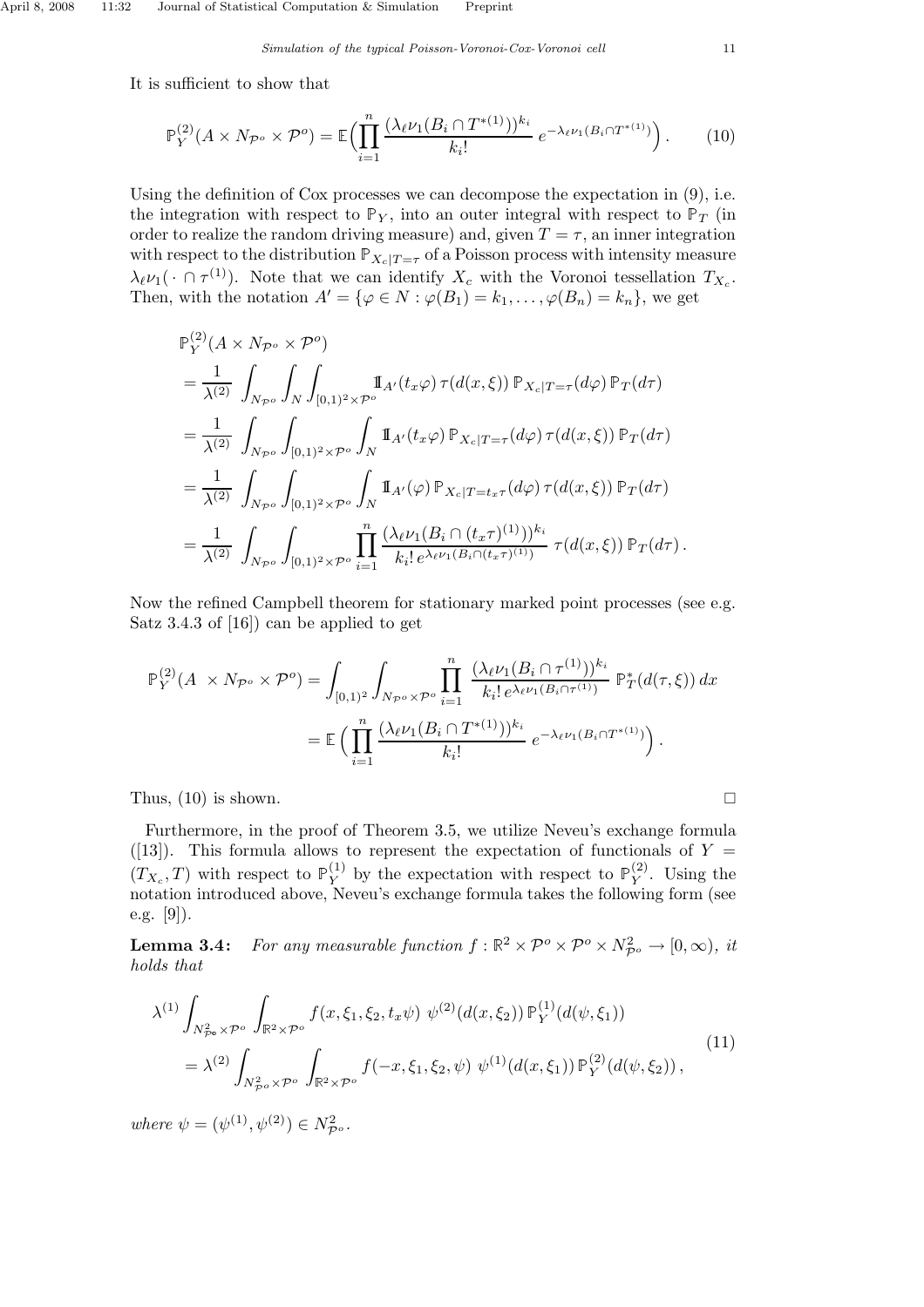It is sufficient to show that

$$\mathbb{P}_Y^{(2)}(A \times N_{\mathcal{P}^o} \times \mathcal{P}^o) = \mathbb{E}\Big(\prod_{i=1}^{n} \frac{(\lambda_\ell \nu_1(B_i \cap T^{*(1)}))^{k_i}}{k_i!}\, e^{-\lambda_\ell \nu_1(B_i \cap T^{*(1)})}\Big)\,. \tag{10}$$

Using the definition of Cox processes we can decompose the expectation in (9), i.e. the integration with respect to $\mathbb{P}_Y$, into an outer integral with respect to $\mathbb{P}_T$ (in order to realize the random driving measure) and, given $T = \tau$, an inner integration with respect to the distribution $\mathbb{P}_{X_c|T=\tau}$ of a Poisson process with intensity measure $\lambda_\ell \nu_1(\,\cdot\, \cap \tau^{(1)})$. Note that we can identify $X_c$ with the Voronoi tessellation $T_{X_c}$. Then, with the notation $A' = \{\varphi \in N : \varphi(B_1) = k_1, \ldots, \varphi(B_n) = k_n\}$, we get

$$\begin{aligned}
&\mathbb{P}_Y^{(2)}(A \times N_{\mathcal{P}^o} \times \mathcal{P}^o)\\
&= \frac{1}{\lambda^{(2)}} \int_{N_{\mathcal{P}^o}} \int_N \int_{[0,1)^2 \times \mathcal{P}^o} 1\!\!1_{A'}(t_x\varphi)\, \tau(d(x,\xi))\, \mathbb{P}_{X_c|T=\tau}(d\varphi)\, \mathbb{P}_T(d\tau)\\
&= \frac{1}{\lambda^{(2)}} \int_{N_{\mathcal{P}^o}} \int_{[0,1)^2 \times \mathcal{P}^o} \int_N 1\!\!1_{A'}(t_x\varphi)\, \mathbb{P}_{X_c|T=\tau}(d\varphi)\, \tau(d(x,\xi))\, \mathbb{P}_T(d\tau)\\
&= \frac{1}{\lambda^{(2)}} \int_{N_{\mathcal{P}^o}} \int_{[0,1)^2 \times \mathcal{P}^o} \int_N 1\!\!1_{A'}(\varphi)\, \mathbb{P}_{X_c|T=t_x\tau}(d\varphi)\, \tau(d(x,\xi))\, \mathbb{P}_T(d\tau)\\
&= \frac{1}{\lambda^{(2)}} \int_{N_{\mathcal{P}^o}} \int_{[0,1)^2 \times \mathcal{P}^o} \prod_{i=1}^{n} \frac{(\lambda_\ell \nu_1(B_i \cap (t_x\tau)^{(1)}))^{k_i}}{k_i!\, e^{\lambda_\ell \nu_1(B_i \cap (t_x\tau)^{(1)})}}\, \tau(d(x,\xi))\, \mathbb{P}_T(d\tau)\,.
\end{aligned}$$

Now the refined Campbell theorem for stationary marked point processes (see e.g. Satz 3.4.3 of [16]) can be applied to get

$$\begin{aligned}
\mathbb{P}_Y^{(2)}(A \times N_{\mathcal{P}^o} \times \mathcal{P}^o) &= \int_{[0,1)^2} \int_{N_{\mathcal{P}^o} \times \mathcal{P}^o} \prod_{i=1}^{n} \frac{(\lambda_\ell \nu_1(B_i \cap \tau^{(1)}))^{k_i}}{k_i!\, e^{\lambda_\ell \nu_1(B_i \cap \tau^{(1)})}}\, \mathbb{P}_T^*(d(\tau,\xi))\, dx\\
&= \mathbb{E}\Big(\prod_{i=1}^{n} \frac{(\lambda_\ell \nu_1(B_i \cap T^{*(1)}))^{k_i}}{k_i!}\, e^{-\lambda_\ell \nu_1(B_i \cap T^{*(1)})}\Big)\,.
\end{aligned}$$

Thus, (10) is shown. □

Furthermore, in the proof of Theorem 3.5, we utilize Neveu's exchange formula ([13]). This formula allows to represent the expectation of functionals of $Y = (T_{X_c}, T)$ with respect to $\mathbb{P}_Y^{(1)}$ by the expectation with respect to $\mathbb{P}_Y^{(2)}$. Using the notation introduced above, Neveu's exchange formula takes the following form (see e.g. [9]).

**Lemma 3.4:** *For any measurable function $f : \mathbb{R}^2 \times \mathcal{P}^o \times \mathcal{P}^o \times N_{\mathcal{P}^o}^2 \to [0,\infty)$, it holds that*

$$\begin{aligned}
&\lambda^{(1)} \int_{N_{\mathcal{P}^o}^2 \times \mathcal{P}^o} \int_{\mathbb{R}^2 \times \mathcal{P}^o} f(x, \xi_1, \xi_2, t_x\psi)\ \psi^{(2)}(d(x,\xi_2))\, \mathbb{P}_Y^{(1)}(d(\psi,\xi_1))\\
&= \lambda^{(2)} \int_{N_{\mathcal{P}^o}^2 \times \mathcal{P}^o} \int_{\mathbb{R}^2 \times \mathcal{P}^o} f(-x, \xi_1, \xi_2, \psi)\ \psi^{(1)}(d(x,\xi_1))\, \mathbb{P}_Y^{(2)}(d(\psi,\xi_2))\,,
\end{aligned} \tag{11}$$

*where $\psi = (\psi^{(1)}, \psi^{(2)}) \in N_{\mathcal{P}^o}^2$.*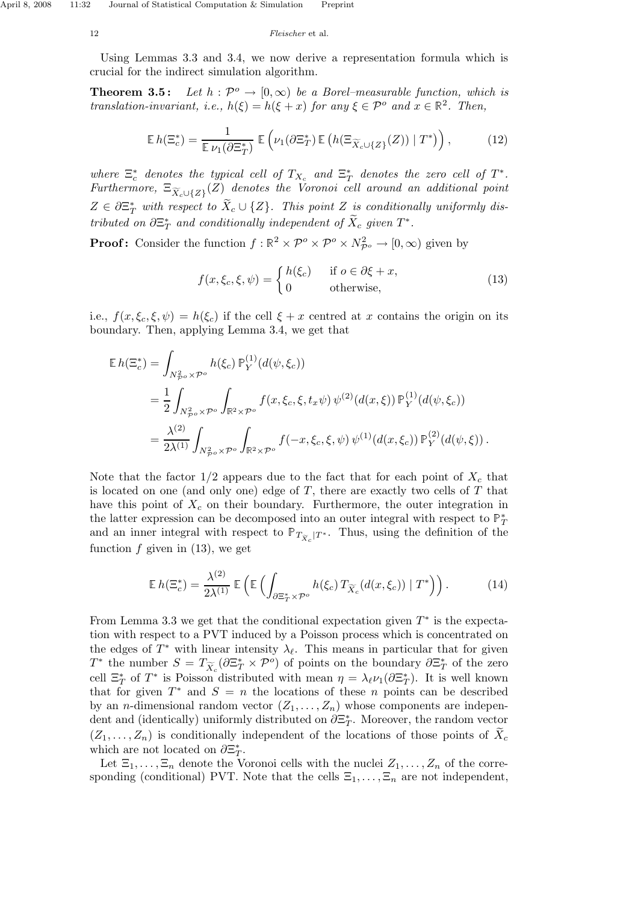Using Lemmas 3.3 and 3.4, we now derive a representation formula which is crucial for the indirect simulation algorithm.

**Theorem 3.5:** *Let $h : \mathcal{P}^o \to [0, \infty)$ be a Borel–measurable function, which is translation-invariant, i.e., $h(\xi) = h(\xi + x)$ for any $\xi \in \mathcal{P}^o$ and $x \in \mathbb{R}^2$. Then,*

$$\mathbb{E}\, h(\Xi_c^*) = \frac{1}{\mathbb{E}\, \nu_1(\partial \Xi_T^*)}\, \mathbb{E}\left(\nu_1(\partial \Xi_T^*)\, \mathbb{E}\left(h(\Xi_{\widetilde{X}_c \cup \{Z\}}(Z)) \mid T^*\right)\right), \tag{12}$$

*where $\Xi_c^*$ denotes the typical cell of $T_{X_c}$ and $\Xi_T^*$ denotes the zero cell of $T^*$. Furthermore, $\Xi_{\widetilde{X}_c \cup \{Z\}}(Z)$ denotes the Voronoi cell around an additional point $Z \in \partial \Xi_T^*$ with respect to $\widetilde{X}_c \cup \{Z\}$. This point $Z$ is conditionally uniformly distributed on $\partial \Xi_T^*$ and conditionally independent of $\widetilde{X}_c$ given $T^*$.*

**Proof:** Consider the function $f : \mathbb{R}^2 \times \mathcal{P}^o \times \mathcal{P}^o \times N^2_{\mathcal{P}^o} \to [0, \infty)$ given by

$$f(x, \xi_c, \xi, \psi) = \begin{cases} h(\xi_c) & \text{if } o \in \partial \xi + x, \\ 0 & \text{otherwise,} \end{cases} \tag{13}$$

i.e., $f(x, \xi_c, \xi, \psi) = h(\xi_c)$ if the cell $\xi + x$ centred at $x$ contains the origin on its boundary. Then, applying Lemma 3.4, we get that

$$\begin{aligned}
\mathbb{E}\, h(\Xi_c^*) &= \int_{N^2_{\mathcal{P}^o} \times \mathcal{P}^o} h(\xi_c)\, \mathbb{P}_Y^{(1)}(d(\psi, \xi_c)) \\
&= \frac{1}{2} \int_{N^2_{\mathcal{P}^o} \times \mathcal{P}^o} \int_{\mathbb{R}^2 \times \mathcal{P}^o} f(x, \xi_c, \xi, t_x \psi)\, \psi^{(2)}(d(x, \xi))\, \mathbb{P}_Y^{(1)}(d(\psi, \xi_c)) \\
&= \frac{\lambda^{(2)}}{2\lambda^{(1)}} \int_{N^2_{\mathcal{P}^o} \times \mathcal{P}^o} \int_{\mathbb{R}^2 \times \mathcal{P}^o} f(-x, \xi_c, \xi, \psi)\, \psi^{(1)}(d(x, \xi_c))\, \mathbb{P}_Y^{(2)}(d(\psi, \xi))\,.
\end{aligned}$$

Note that the factor $1/2$ appears due to the fact that for each point of $X_c$ that is located on one (and only one) edge of $T$, there are exactly two cells of $T$ that have this point of $X_c$ on their boundary. Furthermore, the outer integration in the latter expression can be decomposed into an outer integral with respect to $\mathbb{P}_T^*$ and an inner integral with respect to $\mathbb{P}_{T_{\widetilde{X}_c} | T^*}$. Thus, using the definition of the function $f$ given in (13), we get

$$\mathbb{E}\, h(\Xi_c^*) = \frac{\lambda^{(2)}}{2\lambda^{(1)}}\, \mathbb{E}\left(\mathbb{E}\left(\int_{\partial \Xi_T^* \times \mathcal{P}^o} h(\xi_c)\, T_{\widetilde{X}_c}(d(x, \xi_c)) \mid T^*\right)\right). \tag{14}$$

From Lemma 3.3 we get that the conditional expectation given $T^*$ is the expectation with respect to a PVT induced by a Poisson process which is concentrated on the edges of $T^*$ with linear intensity $\lambda_\ell$. This means in particular that for given $T^*$ the number $S = T_{\widetilde{X}_c}(\partial \Xi_T^* \times \mathcal{P}^o)$ of points on the boundary $\partial \Xi_T^*$ of the zero cell $\Xi_T^*$ of $T^*$ is Poisson distributed with mean $\eta = \lambda_\ell \nu_1(\partial \Xi_T^*)$. It is well known that for given $T^*$ and $S = n$ the locations of these $n$ points can be described by an $n$-dimensional random vector $(Z_1, \ldots, Z_n)$ whose components are independent and (identically) uniformly distributed on $\partial \Xi_T^*$. Moreover, the random vector $(Z_1, \ldots, Z_n)$ is conditionally independent of the locations of those points of $\widetilde{X}_c$ which are not located on $\partial \Xi_T^*$.

Let $\Xi_1, \ldots, \Xi_n$ denote the Voronoi cells with the nuclei $Z_1, \ldots, Z_n$ of the corresponding (conditional) PVT. Note that the cells $\Xi_1, \ldots, \Xi_n$ are not independent,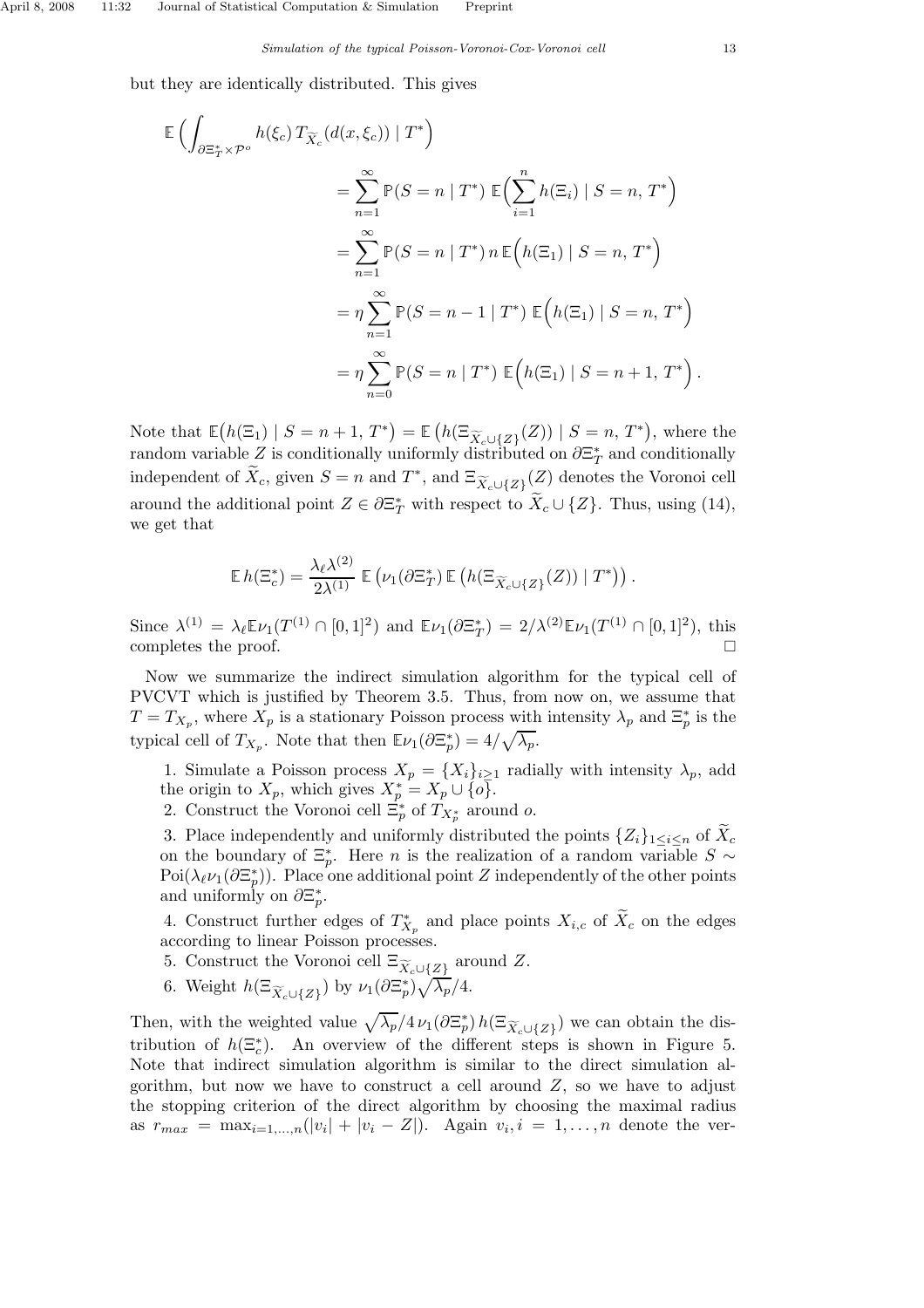but they are identically distributed. This gives

$$
\begin{aligned}
\mathbb{E}\Big(\int_{\partial \Xi_T^* \times \mathcal{P}^o} h(\xi_c)\, T_{\widetilde{X}_c}(d(x,\xi_c)) \mid T^*\Big)
&= \sum_{n=1}^{\infty} \mathbb{P}(S=n \mid T^*)\, \mathbb{E}\Big(\sum_{i=1}^{n} h(\Xi_i) \mid S=n,\, T^*\Big) \\
&= \sum_{n=1}^{\infty} \mathbb{P}(S=n \mid T^*)\, n\, \mathbb{E}\Big(h(\Xi_1) \mid S=n,\, T^*\Big) \\
&= \eta \sum_{n=1}^{\infty} \mathbb{P}(S=n-1 \mid T^*)\, \mathbb{E}\Big(h(\Xi_1) \mid S=n,\, T^*\Big) \\
&= \eta \sum_{n=0}^{\infty} \mathbb{P}(S=n \mid T^*)\, \mathbb{E}\Big(h(\Xi_1) \mid S=n+1,\, T^*\Big)\,.
\end{aligned}
$$

Note that $\mathbb{E}\big(h(\Xi_1) \mid S=n+1,\, T^*\big) = \mathbb{E}\,\big(h(\Xi_{\widetilde{X}_c \cup \{Z\}}(Z)) \mid S=n,\, T^*\big)$, where the random variable $Z$ is conditionally uniformly distributed on $\partial \Xi_T^*$ and conditionally independent of $\widetilde{X}_c$, given $S=n$ and $T^*$, and $\Xi_{\widetilde{X}_c \cup \{Z\}}(Z)$ denotes the Voronoi cell around the additional point $Z \in \partial \Xi_T^*$ with respect to $\widetilde{X}_c \cup \{Z\}$. Thus, using (14), we get that

$$
\mathbb{E}\, h(\Xi_c^*) = \frac{\lambda_\ell \lambda^{(2)}}{2\lambda^{(1)}}\; \mathbb{E}\left(\nu_1(\partial \Xi_T^*)\, \mathbb{E}\left(h(\Xi_{\widetilde{X}_c \cup \{Z\}}(Z)) \mid T^*\right)\right).
$$

Since $\lambda^{(1)} = \lambda_\ell \mathbb{E}\nu_1(T^{(1)} \cap [0,1]^2)$ and $\mathbb{E}\nu_1(\partial \Xi_T^*) = 2/\lambda^{(2)} \mathbb{E}\nu_1(T^{(1)} \cap [0,1]^2)$, this completes the proof. □

Now we summarize the indirect simulation algorithm for the typical cell of PVCVT which is justified by Theorem 3.5. Thus, from now on, we assume that $T = T_{X_p}$, where $X_p$ is a stationary Poisson process with intensity $\lambda_p$ and $\Xi_p^*$ is the typical cell of $T_{X_p}$. Note that then $\mathbb{E}\nu_1(\partial \Xi_p^*) = 4/\sqrt{\lambda_p}$.

1. Simulate a Poisson process $X_p = \{X_i\}_{i \geq 1}$ radially with intensity $\lambda_p$, add the origin to $X_p$, which gives $X_p^* = X_p \cup \{o\}$.
2. Construct the Voronoi cell $\Xi_p^*$ of $T_{X_p^*}$ around $o$.
3. Place independently and uniformly distributed the points $\{Z_i\}_{1 \leq i \leq n}$ of $\widetilde{X}_c$ on the boundary of $\Xi_p^*$. Here $n$ is the realization of a random variable $S \sim \mathrm{Poi}(\lambda_\ell \nu_1(\partial \Xi_p^*))$. Place one additional point $Z$ independently of the other points and uniformly on $\partial \Xi_p^*$.
4. Construct further edges of $T_{X_p}^*$ and place points $X_{i,c}$ of $\widetilde{X}_c$ on the edges according to linear Poisson processes.
5. Construct the Voronoi cell $\Xi_{\widetilde{X}_c \cup \{Z\}}$ around $Z$.
6. Weight $h(\Xi_{\widetilde{X}_c \cup \{Z\}})$ by $\nu_1(\partial \Xi_p^*)\sqrt{\lambda_p}/4$.

Then, with the weighted value $\sqrt{\lambda_p}/4\, \nu_1(\partial \Xi_p^*)\, h(\Xi_{\widetilde{X}_c \cup \{Z\}})$ we can obtain the distribution of $h(\Xi_c^*)$. An overview of the different steps is shown in Figure 5. Note that indirect simulation algorithm is similar to the direct simulation algorithm, but now we have to construct a cell around $Z$, so we have to adjust the stopping criterion of the direct algorithm by choosing the maximal radius as $r_{max} = \max_{i=1,\ldots,n}(|v_i| + |v_i - Z|)$. Again $v_i, i = 1, \ldots, n$ denote the ver-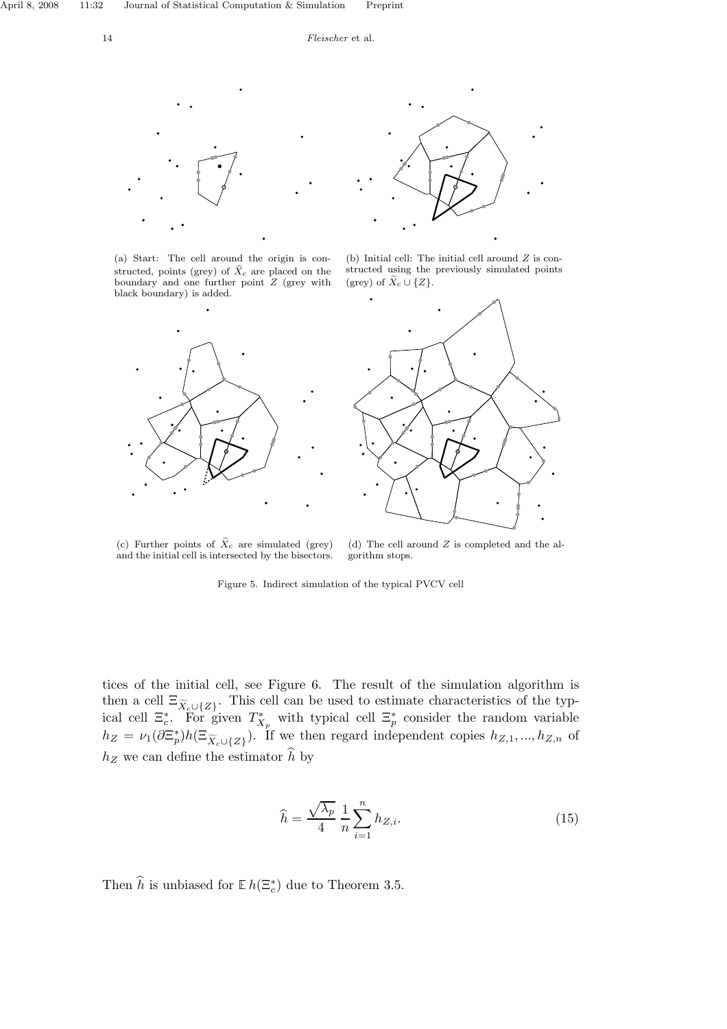(a) Start: The cell around the origin is constructed, points (grey) of $\widetilde{X}_c$ are placed on the boundary and one further point $Z$ (grey with black boundary) is added.

(b) Initial cell: The initial cell around $Z$ is constructed using the previously simulated points (grey) of $\widetilde{X}_c \cup \{Z\}$.

(c) Further points of $\widetilde{X}_c$ are simulated (grey) and the initial cell is intersected by the bisectors.

(d) The cell around $Z$ is completed and the algorithm stops.

Figure 5. Indirect simulation of the typical PVCV cell

tices of the initial cell, see Figure 6. The result of the simulation algorithm is then a cell $\Xi_{\widetilde{X}_c \cup \{Z\}}$. This cell can be used to estimate characteristics of the typical cell $\Xi_c^*$. For given $T_{X_p}^*$ with typical cell $\Xi_p^*$ consider the random variable $h_Z = \nu_1(\partial \Xi_p^*) h(\Xi_{\widetilde{X}_c \cup \{Z\}})$. If we then regard independent copies $h_{Z,1}, ..., h_{Z,n}$ of $h_Z$ we can define the estimator $\widehat{h}$ by

$$\widehat{h} = \frac{\sqrt{\lambda_p}}{4} \frac{1}{n} \sum_{i=1}^{n} h_{Z,i}. \tag{15}$$

Then $\widehat{h}$ is unbiased for $\mathbb{E}\, h(\Xi_c^*)$ due to Theorem 3.5.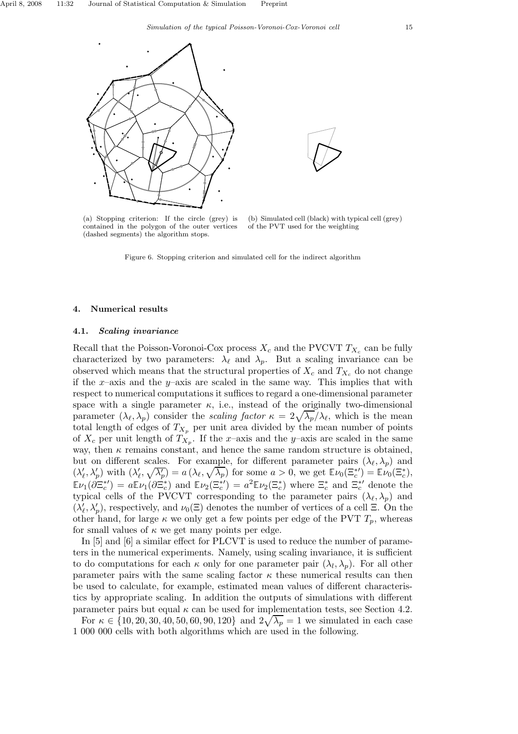(a) Stopping criterion: If the circle (grey) is contained in the polygon of the outer vertices (dashed segments) the algorithm stops.

(b) Simulated cell (black) with typical cell (grey) of the PVT used for the weighting

Figure 6. Stopping criterion and simulated cell for the indirect algorithm

## 4. Numerical results

### 4.1. *Scaling invariance*

Recall that the Poisson-Voronoi-Cox process $X_c$ and the PVCVT $T_{X_c}$ can be fully characterized by two parameters: $\lambda_\ell$ and $\lambda_p$. But a scaling invariance can be observed which means that the structural properties of $X_c$ and $T_{X_c}$ do not change if the $x$–axis and the $y$–axis are scaled in the same way. This implies that with respect to numerical computations it suffices to regard a one-dimensional parameter space with a single parameter $\kappa$, i.e., instead of the originally two-dimensional parameter $(\lambda_\ell, \lambda_p)$ consider the *scaling factor* $\kappa = 2\sqrt{\lambda_p}/\lambda_\ell$, which is the mean total length of edges of $T_{X_p}$ per unit area divided by the mean number of points of $X_c$ per unit length of $T_{X_p}$. If the $x$–axis and the $y$–axis are scaled in the same way, then $\kappa$ remains constant, and hence the same random structure is obtained, but on different scales. For example, for different parameter pairs $(\lambda_\ell, \lambda_p)$ and $(\lambda'_\ell, \lambda'_p)$ with $(\lambda'_\ell, \sqrt{\lambda'_p}) = a\,(\lambda_\ell, \sqrt{\lambda_p})$ for some $a > 0$, we get $\mathbb{E}\nu_0(\Xi_c^{*\prime}) = \mathbb{E}\nu_0(\Xi_c^*)$, $\mathbb{E}\nu_1(\partial\Xi_c^{*\prime}) = a\mathbb{E}\nu_1(\partial\Xi_c^*)$ and $\mathbb{E}\nu_2(\Xi_c^{*\prime}) = a^2\mathbb{E}\nu_2(\Xi_c^*)$ where $\Xi_c^*$ and $\Xi_c^{*\prime}$ denote the typical cells of the PVCVT corresponding to the parameter pairs $(\lambda_\ell, \lambda_p)$ and $(\lambda'_\ell, \lambda'_p)$, respectively, and $\nu_0(\Xi)$ denotes the number of vertices of a cell $\Xi$. On the other hand, for large $\kappa$ we only get a few points per edge of the PVT $T_p$, whereas for small values of $\kappa$ we get many points per edge.

In [5] and [6] a similar effect for PLCVT is used to reduce the number of parameters in the numerical experiments. Namely, using scaling invariance, it is sufficient to do computations for each $\kappa$ only for one parameter pair $(\lambda_l, \lambda_p)$. For all other parameter pairs with the same scaling factor $\kappa$ these numerical results can then be used to calculate, for example, estimated mean values of different characteristics by appropriate scaling. In addition the outputs of simulations with different parameter pairs but equal $\kappa$ can be used for implementation tests, see Section 4.2.

For $\kappa \in \{10, 20, 30, 40, 50, 60, 90, 120\}$ and $2\sqrt{\lambda_p} = 1$ we simulated in each case 1 000 000 cells with both algorithms which are used in the following.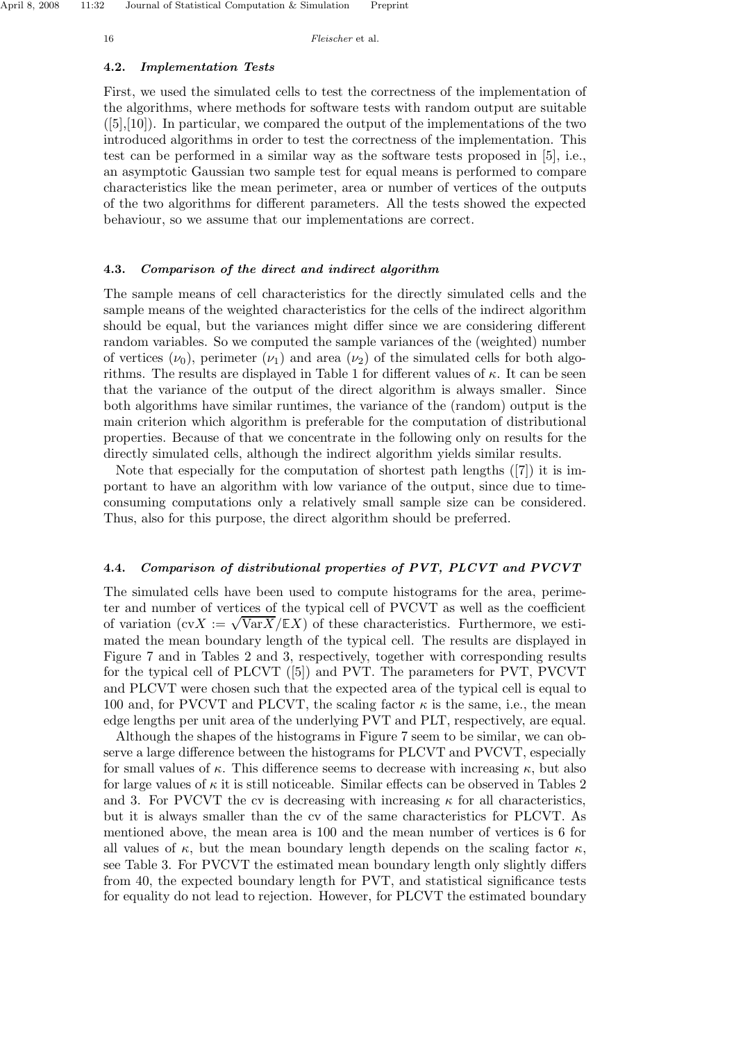### 4.2. *Implementation Tests*

First, we used the simulated cells to test the correctness of the implementation of the algorithms, where methods for software tests with random output are suitable ([5],[10]). In particular, we compared the output of the implementations of the two introduced algorithms in order to test the correctness of the implementation. This test can be performed in a similar way as the software tests proposed in [5], i.e., an asymptotic Gaussian two sample test for equal means is performed to compare characteristics like the mean perimeter, area or number of vertices of the outputs of the two algorithms for different parameters. All the tests showed the expected behaviour, so we assume that our implementations are correct.

### 4.3. *Comparison of the direct and indirect algorithm*

The sample means of cell characteristics for the directly simulated cells and the sample means of the weighted characteristics for the cells of the indirect algorithm should be equal, but the variances might differ since we are considering different random variables. So we computed the sample variances of the (weighted) number of vertices ($\nu_0$), perimeter ($\nu_1$) and area ($\nu_2$) of the simulated cells for both algorithms. The results are displayed in Table 1 for different values of $\kappa$. It can be seen that the variance of the output of the direct algorithm is always smaller. Since both algorithms have similar runtimes, the variance of the (random) output is the main criterion which algorithm is preferable for the computation of distributional properties. Because of that we concentrate in the following only on results for the directly simulated cells, although the indirect algorithm yields similar results.

Note that especially for the computation of shortest path lengths ([7]) it is important to have an algorithm with low variance of the output, since due to time-consuming computations only a relatively small sample size can be considered. Thus, also for this purpose, the direct algorithm should be preferred.

### 4.4. *Comparison of distributional properties of PVT, PLCVT and PVCVT*

The simulated cells have been used to compute histograms for the area, perimeter and number of vertices of the typical cell of PVCVT as well as the coefficient of variation ($\mathrm{cv}X := \sqrt{\mathrm{Var}X}/\mathbb{E}X$) of these characteristics. Furthermore, we estimated the mean boundary length of the typical cell. The results are displayed in Figure 7 and in Tables 2 and 3, respectively, together with corresponding results for the typical cell of PLCVT ([5]) and PVT. The parameters for PVT, PVCVT and PLCVT were chosen such that the expected area of the typical cell is equal to 100 and, for PVCVT and PLCVT, the scaling factor $\kappa$ is the same, i.e., the mean edge lengths per unit area of the underlying PVT and PLT, respectively, are equal.

Although the shapes of the histograms in Figure 7 seem to be similar, we can observe a large difference between the histograms for PLCVT and PVCVT, especially for small values of $\kappa$. This difference seems to decrease with increasing $\kappa$, but also for large values of $\kappa$ it is still noticeable. Similar effects can be observed in Tables 2 and 3. For PVCVT the cv is decreasing with increasing $\kappa$ for all characteristics, but it is always smaller than the cv of the same characteristics for PLCVT. As mentioned above, the mean area is 100 and the mean number of vertices is 6 for all values of $\kappa$, but the mean boundary length depends on the scaling factor $\kappa$, see Table 3. For PVCVT the estimated mean boundary length only slightly differs from 40, the expected boundary length for PVT, and statistical significance tests for equality do not lead to rejection. However, for PLCVT the estimated boundary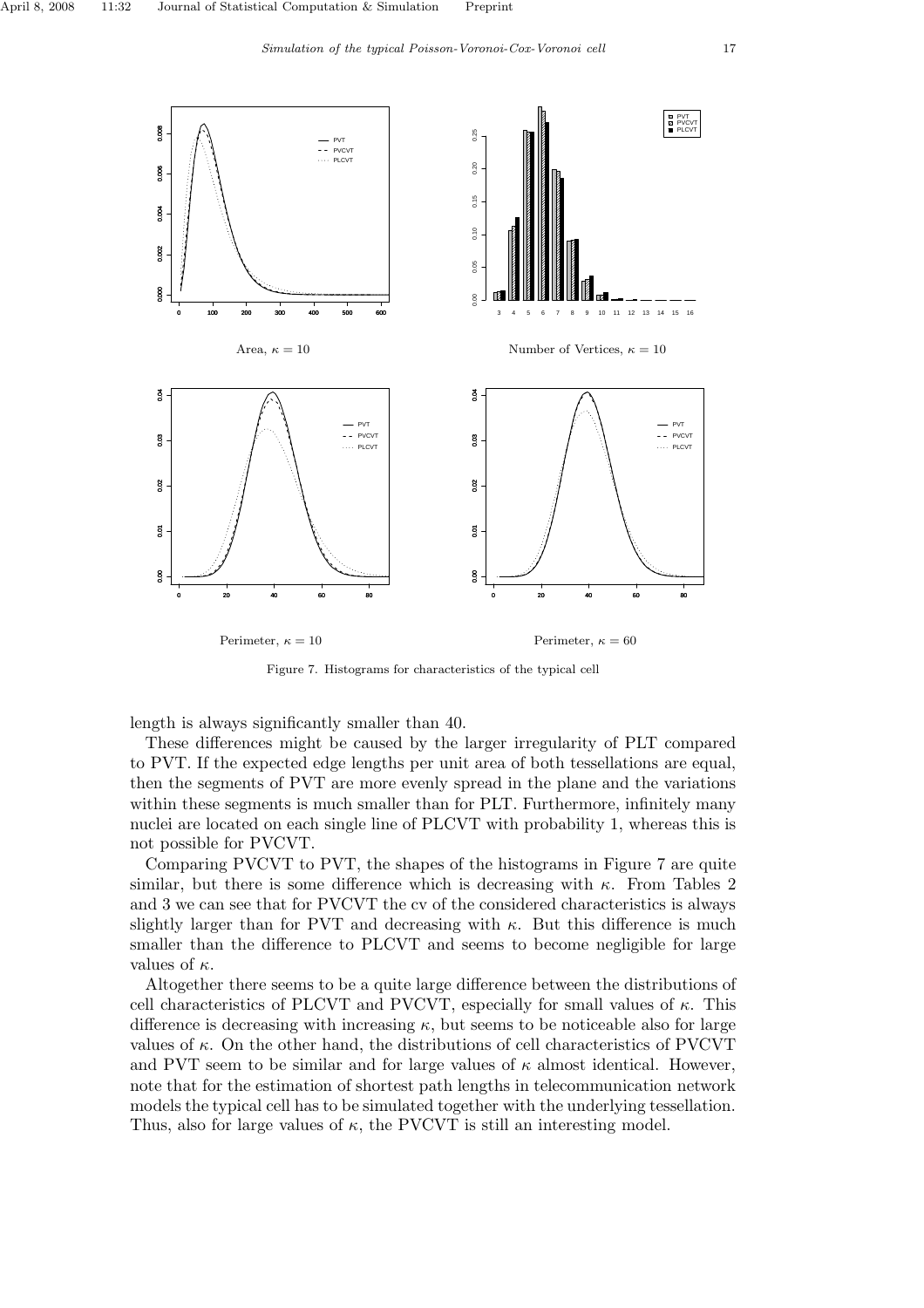Area, $\kappa = 10$

Number of Vertices, $\kappa = 10$

Perimeter, $\kappa = 10$

Perimeter, $\kappa = 60$

Figure 7. Histograms for characteristics of the typical cell

length is always significantly smaller than 40.

These differences might be caused by the larger irregularity of PLT compared to PVT. If the expected edge lengths per unit area of both tessellations are equal, then the segments of PVT are more evenly spread in the plane and the variations within these segments is much smaller than for PLT. Furthermore, infinitely many nuclei are located on each single line of PLCVT with probability 1, whereas this is not possible for PVCVT.

Comparing PVCVT to PVT, the shapes of the histograms in Figure 7 are quite similar, but there is some difference which is decreasing with $\kappa$. From Tables 2 and 3 we can see that for PVCVT the cv of the considered characteristics is always slightly larger than for PVT and decreasing with $\kappa$. But this difference is much smaller than the difference to PLCVT and seems to become negligible for large values of $\kappa$.

Altogether there seems to be a quite large difference between the distributions of cell characteristics of PLCVT and PVCVT, especially for small values of $\kappa$. This difference is decreasing with increasing $\kappa$, but seems to be noticeable also for large values of $\kappa$. On the other hand, the distributions of cell characteristics of PVCVT and PVT seem to be similar and for large values of $\kappa$ almost identical. However, note that for the estimation of shortest path lengths in telecommunication network models the typical cell has to be simulated together with the underlying tessellation. Thus, also for large values of $\kappa$, the PVCVT is still an interesting model.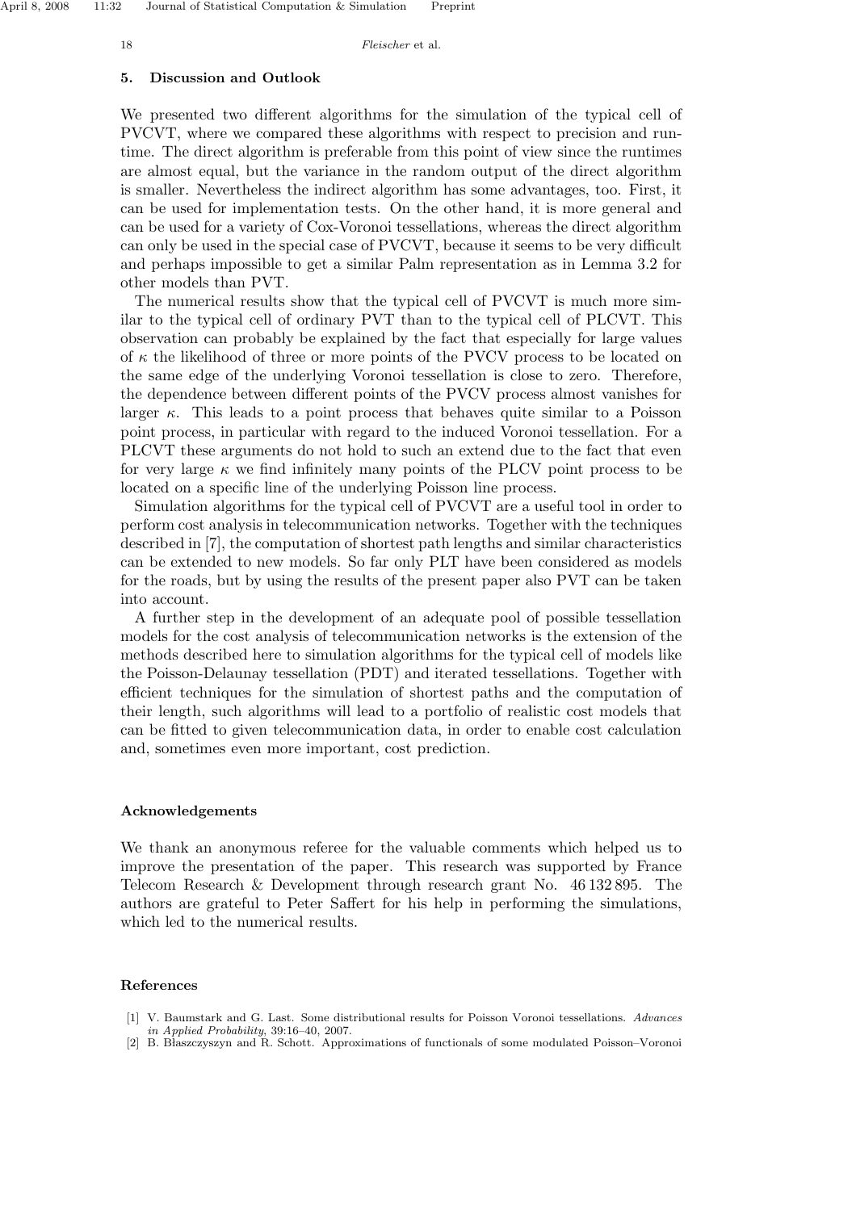## 5. Discussion and Outlook

We presented two different algorithms for the simulation of the typical cell of PVCVT, where we compared these algorithms with respect to precision and runtime. The direct algorithm is preferable from this point of view since the runtimes are almost equal, but the variance in the random output of the direct algorithm is smaller. Nevertheless the indirect algorithm has some advantages, too. First, it can be used for implementation tests. On the other hand, it is more general and can be used for a variety of Cox-Voronoi tessellations, whereas the direct algorithm can only be used in the special case of PVCVT, because it seems to be very difficult and perhaps impossible to get a similar Palm representation as in Lemma 3.2 for other models than PVT.

The numerical results show that the typical cell of PVCVT is much more similar to the typical cell of ordinary PVT than to the typical cell of PLCVT. This observation can probably be explained by the fact that especially for large values of $\kappa$ the likelihood of three or more points of the PVCV process to be located on the same edge of the underlying Voronoi tessellation is close to zero. Therefore, the dependence between different points of the PVCV process almost vanishes for larger $\kappa$. This leads to a point process that behaves quite similar to a Poisson point process, in particular with regard to the induced Voronoi tessellation. For a PLCVT these arguments do not hold to such an extend due to the fact that even for very large $\kappa$ we find infinitely many points of the PLCV point process to be located on a specific line of the underlying Poisson line process.

Simulation algorithms for the typical cell of PVCVT are a useful tool in order to perform cost analysis in telecommunication networks. Together with the techniques described in [7], the computation of shortest path lengths and similar characteristics can be extended to new models. So far only PLT have been considered as models for the roads, but by using the results of the present paper also PVT can be taken into account.

A further step in the development of an adequate pool of possible tessellation models for the cost analysis of telecommunication networks is the extension of the methods described here to simulation algorithms for the typical cell of models like the Poisson-Delaunay tessellation (PDT) and iterated tessellations. Together with efficient techniques for the simulation of shortest paths and the computation of their length, such algorithms will lead to a portfolio of realistic cost models that can be fitted to given telecommunication data, in order to enable cost calculation and, sometimes even more important, cost prediction.

### Acknowledgements

We thank an anonymous referee for the valuable comments which helped us to improve the presentation of the paper. This research was supported by France Telecom Research & Development through research grant No. 46 132 895. The authors are grateful to Peter Saffert for his help in performing the simulations, which led to the numerical results.

### References

[1] V. Baumstark and G. Last. Some distributional results for Poisson Voronoi tessellations. *Advances in Applied Probability*, 39:16–40, 2007.

[2] B. Błaszczyszyn and R. Schott. Approximations of functionals of some modulated Poisson–Voronoi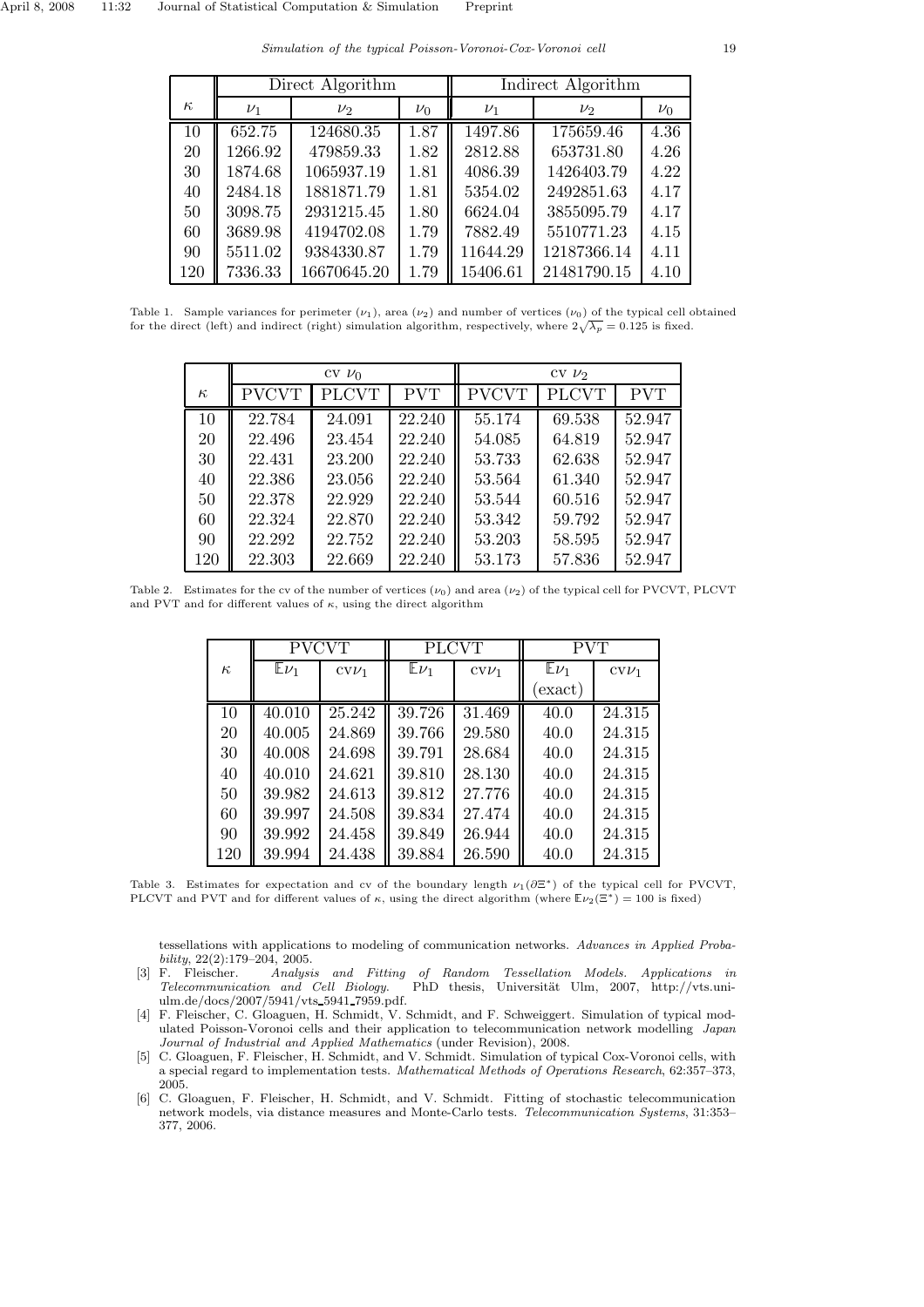| $\kappa$ | Direct Algorithm | | | Indirect Algorithm | | |
|---|---|---|---|---|---|---|
| | $\nu_1$ | $\nu_2$ | $\nu_0$ | $\nu_1$ | $\nu_2$ | $\nu_0$ |
| 10 | 652.75 | 124680.35 | 1.87 | 1497.86 | 175659.46 | 4.36 |
| 20 | 1266.92 | 479859.33 | 1.82 | 2812.88 | 653731.80 | 4.26 |
| 30 | 1874.68 | 1065937.19 | 1.81 | 4086.39 | 1426403.79 | 4.22 |
| 40 | 2484.18 | 1881871.79 | 1.81 | 5354.02 | 2492851.63 | 4.17 |
| 50 | 3098.75 | 2931215.45 | 1.80 | 6624.04 | 3855095.79 | 4.17 |
| 60 | 3689.98 | 4194702.08 | 1.79 | 7882.49 | 5510771.23 | 4.15 |
| 90 | 5511.02 | 9384330.87 | 1.79 | 11644.29 | 12187366.14 | 4.11 |
| 120 | 7336.33 | 16670645.20 | 1.79 | 15406.61 | 21481790.15 | 4.10 |

Table 1. Sample variances for perimeter ($\nu_1$), area ($\nu_2$) and number of vertices ($\nu_0$) of the typical cell obtained for the direct (left) and indirect (right) simulation algorithm, respectively, where $2\sqrt{\lambda_p} = 0.125$ is fixed.

| $\kappa$ | cv $\nu_0$ | | | cv $\nu_2$ | | |
|---|---|---|---|---|---|---|
| | PVCVT | PLCVT | PVT | PVCVT | PLCVT | PVT |
| 10 | 22.784 | 24.091 | 22.240 | 55.174 | 69.538 | 52.947 |
| 20 | 22.496 | 23.454 | 22.240 | 54.085 | 64.819 | 52.947 |
| 30 | 22.431 | 23.200 | 22.240 | 53.733 | 62.638 | 52.947 |
| 40 | 22.386 | 23.056 | 22.240 | 53.564 | 61.340 | 52.947 |
| 50 | 22.378 | 22.929 | 22.240 | 53.544 | 60.516 | 52.947 |
| 60 | 22.324 | 22.870 | 22.240 | 53.342 | 59.792 | 52.947 |
| 90 | 22.292 | 22.752 | 22.240 | 53.203 | 58.595 | 52.947 |
| 120 | 22.303 | 22.669 | 22.240 | 53.173 | 57.836 | 52.947 |

Table 2. Estimates for the cv of the number of vertices ($\nu_0$) and area ($\nu_2$) of the typical cell for PVCVT, PLCVT and PVT and for different values of $\kappa$, using the direct algorithm

| $\kappa$ | PVCVT | | PLCVT | | PVT | |
|---|---|---|---|---|---|---|
| | $\mathbb{E}\nu_1$ | cv$\nu_1$ | $\mathbb{E}\nu_1$ | cv$\nu_1$ | $\mathbb{E}\nu_1$ (exact) | cv$\nu_1$ |
| 10 | 40.010 | 25.242 | 39.726 | 31.469 | 40.0 | 24.315 |
| 20 | 40.005 | 24.869 | 39.766 | 29.580 | 40.0 | 24.315 |
| 30 | 40.008 | 24.698 | 39.791 | 28.684 | 40.0 | 24.315 |
| 40 | 40.010 | 24.621 | 39.810 | 28.130 | 40.0 | 24.315 |
| 50 | 39.982 | 24.613 | 39.812 | 27.776 | 40.0 | 24.315 |
| 60 | 39.997 | 24.508 | 39.834 | 27.474 | 40.0 | 24.315 |
| 90 | 39.992 | 24.458 | 39.849 | 26.944 | 40.0 | 24.315 |
| 120 | 39.994 | 24.438 | 39.884 | 26.590 | 40.0 | 24.315 |

Table 3. Estimates for expectation and cv of the boundary length $\nu_1(\partial\Xi^*)$ of the typical cell for PVCVT, PLCVT and PVT and for different values of $\kappa$, using the direct algorithm (where $\mathbb{E}\nu_2(\Xi^*) = 100$ is fixed)

tessellations with applications to modeling of communication networks. *Advances in Applied Probability*, 22(2):179–204, 2005.

[3] F. Fleischer. *Analysis and Fitting of Random Tessellation Models. Applications in Telecommunication and Cell Biology.* PhD thesis, Universität Ulm, 2007, http://vts.uni-ulm.de/docs/2007/5941/vts_5941_7959.pdf.

[4] F. Fleischer, C. Gloaguen, H. Schmidt, V. Schmidt, and F. Schweiggert. Simulation of typical modulated Poisson-Voronoi cells and their application to telecommunication network modelling *Japan Journal of Industrial and Applied Mathematics* (under Revision), 2008.

[5] C. Gloaguen, F. Fleischer, H. Schmidt, and V. Schmidt. Simulation of typical Cox-Voronoi cells, with a special regard to implementation tests. *Mathematical Methods of Operations Research*, 62:357–373, 2005.

[6] C. Gloaguen, F. Fleischer, H. Schmidt, and V. Schmidt. Fitting of stochastic telecommunication network models, via distance measures and Monte-Carlo tests. *Telecommunication Systems*, 31:353–377, 2006.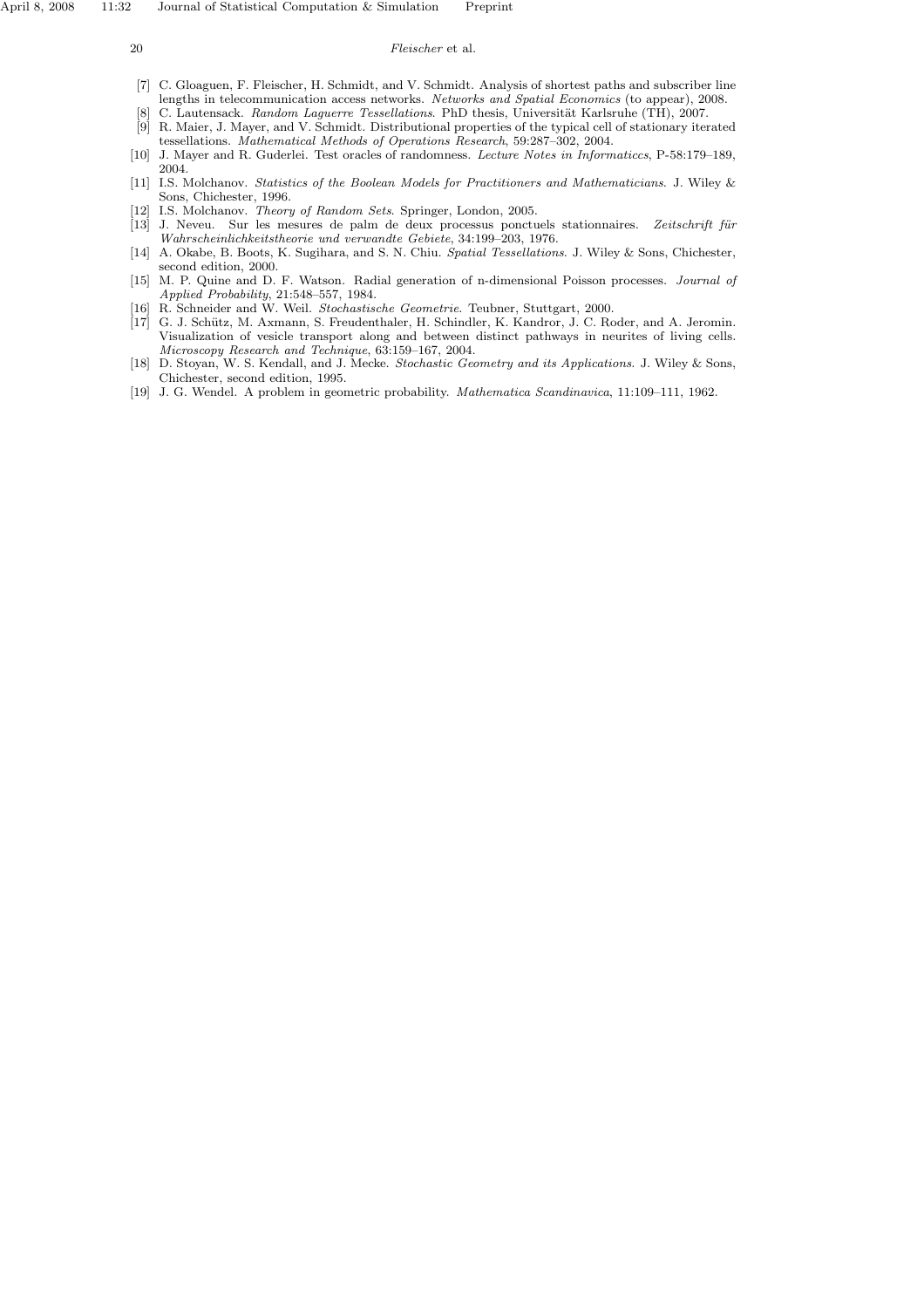[7] C. Gloaguen, F. Fleischer, H. Schmidt, and V. Schmidt. Analysis of shortest paths and subscriber line lengths in telecommunication access networks. *Networks and Spatial Economics* (to appear), 2008.

[8] C. Lautensack. *Random Laguerre Tessellations*. PhD thesis, Universität Karlsruhe (TH), 2007.

[9] R. Maier, J. Mayer, and V. Schmidt. Distributional properties of the typical cell of stationary iterated tessellations. *Mathematical Methods of Operations Research*, 59:287–302, 2004.

[10] J. Mayer and R. Guderlei. Test oracles of randomness. *Lecture Notes in Informaticcs*, P-58:179–189, 2004.

[11] I.S. Molchanov. *Statistics of the Boolean Models for Practitioners and Mathematicians*. J. Wiley & Sons, Chichester, 1996.

[12] I.S. Molchanov. *Theory of Random Sets*. Springer, London, 2005.

[13] J. Neveu. Sur les mesures de palm de deux processus ponctuels stationnaires. *Zeitschrift für Wahrscheinlichkeitstheorie und verwandte Gebiete*, 34:199–203, 1976.

[14] A. Okabe, B. Boots, K. Sugihara, and S. N. Chiu. *Spatial Tessellations*. J. Wiley & Sons, Chichester, second edition, 2000.

[15] M. P. Quine and D. F. Watson. Radial generation of n-dimensional Poisson processes. *Journal of Applied Probability*, 21:548–557, 1984.

[16] R. Schneider and W. Weil. *Stochastische Geometrie*. Teubner, Stuttgart, 2000.

[17] G. J. Schütz, M. Axmann, S. Freudenthaler, H. Schindler, K. Kandror, J. C. Roder, and A. Jeromin. Visualization of vesicle transport along and between distinct pathways in neurites of living cells. *Microscopy Research and Technique*, 63:159–167, 2004.

[18] D. Stoyan, W. S. Kendall, and J. Mecke. *Stochastic Geometry and its Applications*. J. Wiley & Sons, Chichester, second edition, 1995.

[19] J. G. Wendel. A problem in geometric probability. *Mathematica Scandinavica*, 11:109–111, 1962.